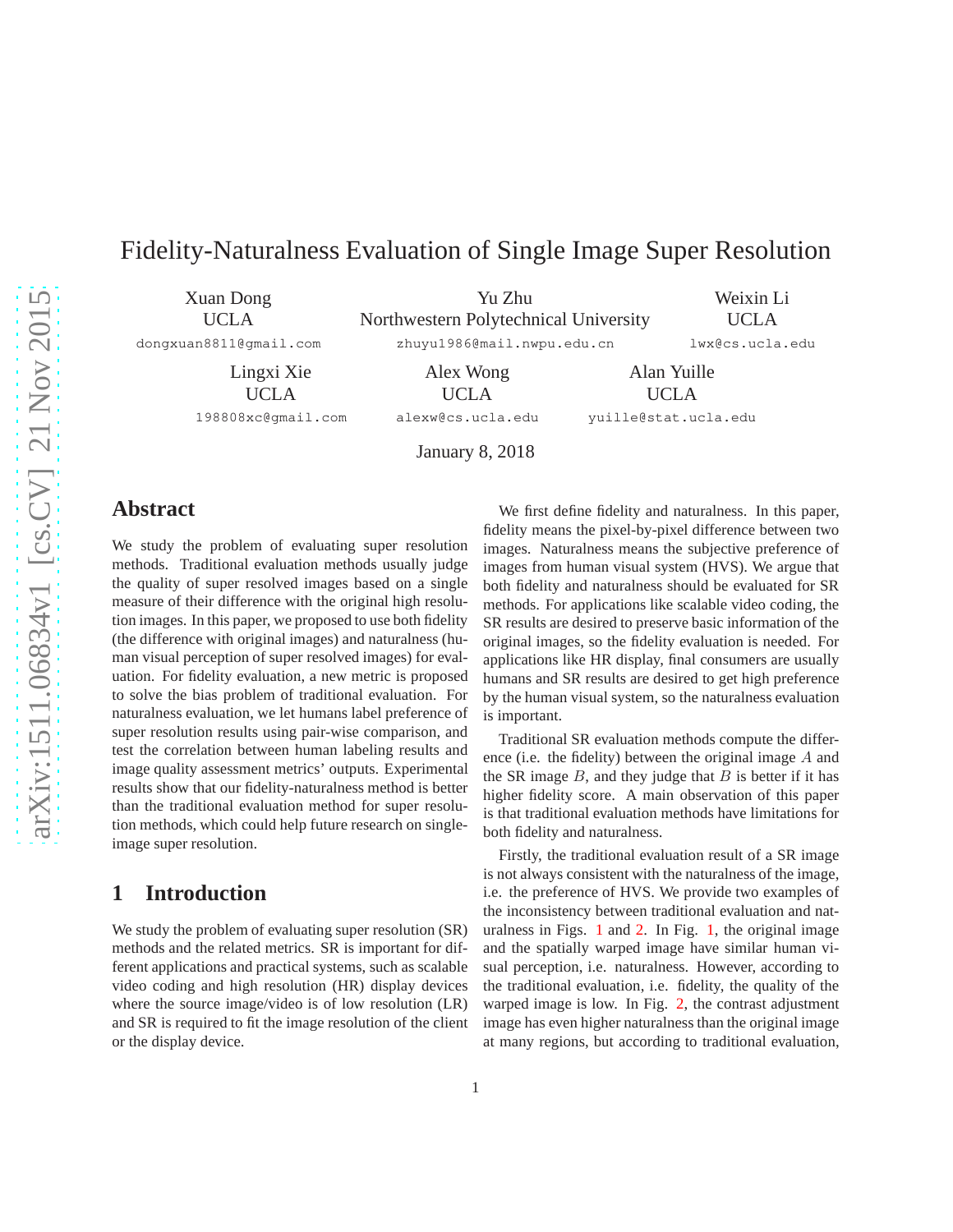# Fidelity-Naturalness Evaluation of Single Image Super Resolution

Xuan Dong
UCLA
dongxuan8811@gmail.com

Yu Zhu
Northwestern Polytechnical University
zhuyu1986@mail.nwpu.edu.cn

Weixin Li
UCLA
lwx@cs.ucla.edu

Lingxi Xie
UCLA
198808xc@gmail.com

Alex Wong
UCLA
alexw@cs.ucla.edu

Alan Yuille
UCLA
yuille@stat.ucla.edu

January 8, 2018

## Abstract

We study the problem of evaluating super resolution methods. Traditional evaluation methods usually judge the quality of super resolved images based on a single measure of their difference with the original high resolution images. In this paper, we proposed to use both fidelity (the difference with original images) and naturalness (human visual perception of super resolved images) for evaluation. For fidelity evaluation, a new metric is proposed to solve the bias problem of traditional evaluation. For naturalness evaluation, we let humans label preference of super resolution results using pair-wise comparison, and test the correlation between human labeling results and image quality assessment metrics' outputs. Experimental results show that our fidelity-naturalness method is better than the traditional evaluation method for super resolution methods, which could help future research on single-image super resolution.

## 1 Introduction

We study the problem of evaluating super resolution (SR) methods and the related metrics. SR is important for different applications and practical systems, such as scalable video coding and high resolution (HR) display devices where the source image/video is of low resolution (LR) and SR is required to fit the image resolution of the client or the display device.

We first define fidelity and naturalness. In this paper, fidelity means the pixel-by-pixel difference between two images. Naturalness means the subjective preference of images from human visual system (HVS). We argue that both fidelity and naturalness should be evaluated for SR methods. For applications like scalable video coding, the SR results are desired to preserve basic information of the original images, so the fidelity evaluation is needed. For applications like HR display, final consumers are usually humans and SR results are desired to get high preference by the human visual system, so the naturalness evaluation is important.

Traditional SR evaluation methods compute the difference (i.e. the fidelity) between the original image $A$ and the SR image $B$, and they judge that $B$ is better if it has higher fidelity score. A main observation of this paper is that traditional evaluation methods have limitations for both fidelity and naturalness.

Firstly, the traditional evaluation result of a SR image is not always consistent with the naturalness of the image, i.e. the preference of HVS. We provide two examples of the inconsistency between traditional evaluation and naturalness in Figs. 1 and 2. In Fig. 1, the original image and the spatially warped image have similar human visual perception, i.e. naturalness. However, according to the traditional evaluation, i.e. fidelity, the quality of the warped image is low. In Fig. 2, the contrast adjustment image has even higher naturalness than the original image at many regions, but according to traditional evaluation,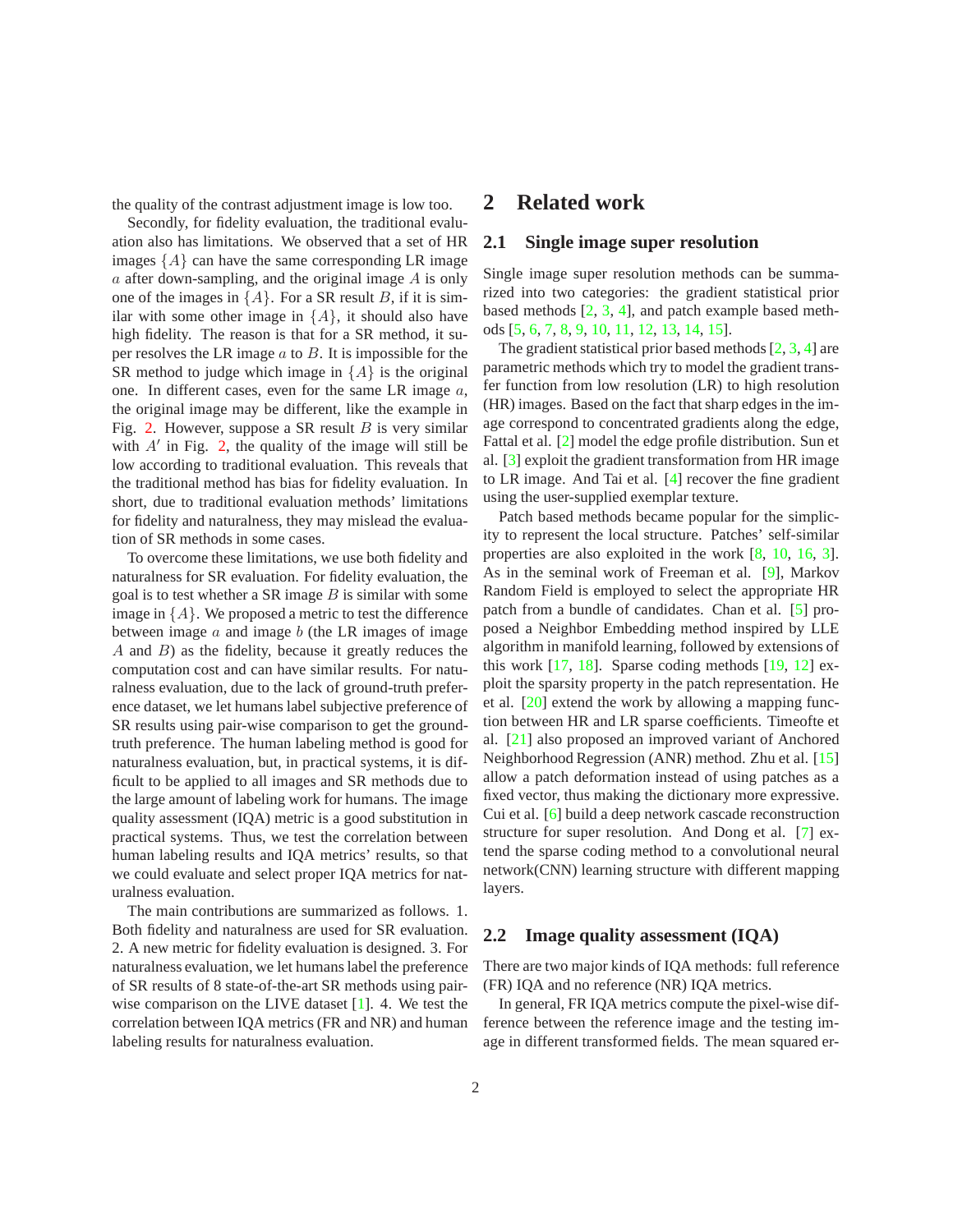the quality of the contrast adjustment image is low too.

Secondly, for fidelity evaluation, the traditional evaluation also has limitations. We observed that a set of HR images $\{A\}$ can have the same corresponding LR image $a$ after down-sampling, and the original image $A$ is only one of the images in $\{A\}$. For a SR result $B$, if it is similar with some other image in $\{A\}$, it should also have high fidelity. The reason is that for a SR method, it super resolves the LR image $a$ to $B$. It is impossible for the SR method to judge which image in $\{A\}$ is the original one. In different cases, even for the same LR image $a$, the original image may be different, like the example in Fig. 2. However, suppose a SR result $B$ is very similar with $A'$ in Fig. 2, the quality of the image will still be low according to traditional evaluation. This reveals that the traditional method has bias for fidelity evaluation. In short, due to traditional evaluation methods' limitations for fidelity and naturalness, they may mislead the evaluation of SR methods in some cases.

To overcome these limitations, we use both fidelity and naturalness for SR evaluation. For fidelity evaluation, the goal is to test whether a SR image $B$ is similar with some image in $\{A\}$. We proposed a metric to test the difference between image $a$ and image $b$ (the LR images of image $A$ and $B$) as the fidelity, because it greatly reduces the computation cost and can have similar results. For naturalness evaluation, due to the lack of ground-truth preference dataset, we let humans label subjective preference of SR results using pair-wise comparison to get the ground-truth preference. The human labeling method is good for naturalness evaluation, but, in practical systems, it is difficult to be applied to all images and SR methods due to the large amount of labeling work for humans. The image quality assessment (IQA) metric is a good substitution in practical systems. Thus, we test the correlation between human labeling results and IQA metrics' results, so that we could evaluate and select proper IQA metrics for naturalness evaluation.

The main contributions are summarized as follows. 1. Both fidelity and naturalness are used for SR evaluation. 2. A new metric for fidelity evaluation is designed. 3. For naturalness evaluation, we let humans label the preference of SR results of 8 state-of-the-art SR methods using pair-wise comparison on the LIVE dataset [1]. 4. We test the correlation between IQA metrics (FR and NR) and human labeling results for naturalness evaluation.

# 2 Related work

## 2.1 Single image super resolution

Single image super resolution methods can be summarized into two categories: the gradient statistical prior based methods [2, 3, 4], and patch example based methods [5, 6, 7, 8, 9, 10, 11, 12, 13, 14, 15].

The gradient statistical prior based methods [2, 3, 4] are parametric methods which try to model the gradient transfer function from low resolution (LR) to high resolution (HR) images. Based on the fact that sharp edges in the image correspond to concentrated gradients along the edge, Fattal et al. [2] model the edge profile distribution. Sun et al. [3] exploit the gradient transformation from HR image to LR image. And Tai et al. [4] recover the fine gradient using the user-supplied exemplar texture.

Patch based methods became popular for the simplicity to represent the local structure. Patches' self-similar properties are also exploited in the work [8, 10, 16, 3]. As in the seminal work of Freeman et al. [9], Markov Random Field is employed to select the appropriate HR patch from a bundle of candidates. Chan et al. [5] proposed a Neighbor Embedding method inspired by LLE algorithm in manifold learning, followed by extensions of this work [17, 18]. Sparse coding methods [19, 12] exploit the sparsity property in the patch representation. He et al. [20] extend the work by allowing a mapping function between HR and LR sparse coefficients. Timeofte et al. [21] also proposed an improved variant of Anchored Neighborhood Regression (ANR) method. Zhu et al. [15] allow a patch deformation instead of using patches as a fixed vector, thus making the dictionary more expressive. Cui et al. [6] build a deep network cascade reconstruction structure for super resolution. And Dong et al. [7] extend the sparse coding method to a convolutional neural network(CNN) learning structure with different mapping layers.

## 2.2 Image quality assessment (IQA)

There are two major kinds of IQA methods: full reference (FR) IQA and no reference (NR) IQA metrics.

In general, FR IQA metrics compute the pixel-wise difference between the reference image and the testing image in different transformed fields. The mean squared er-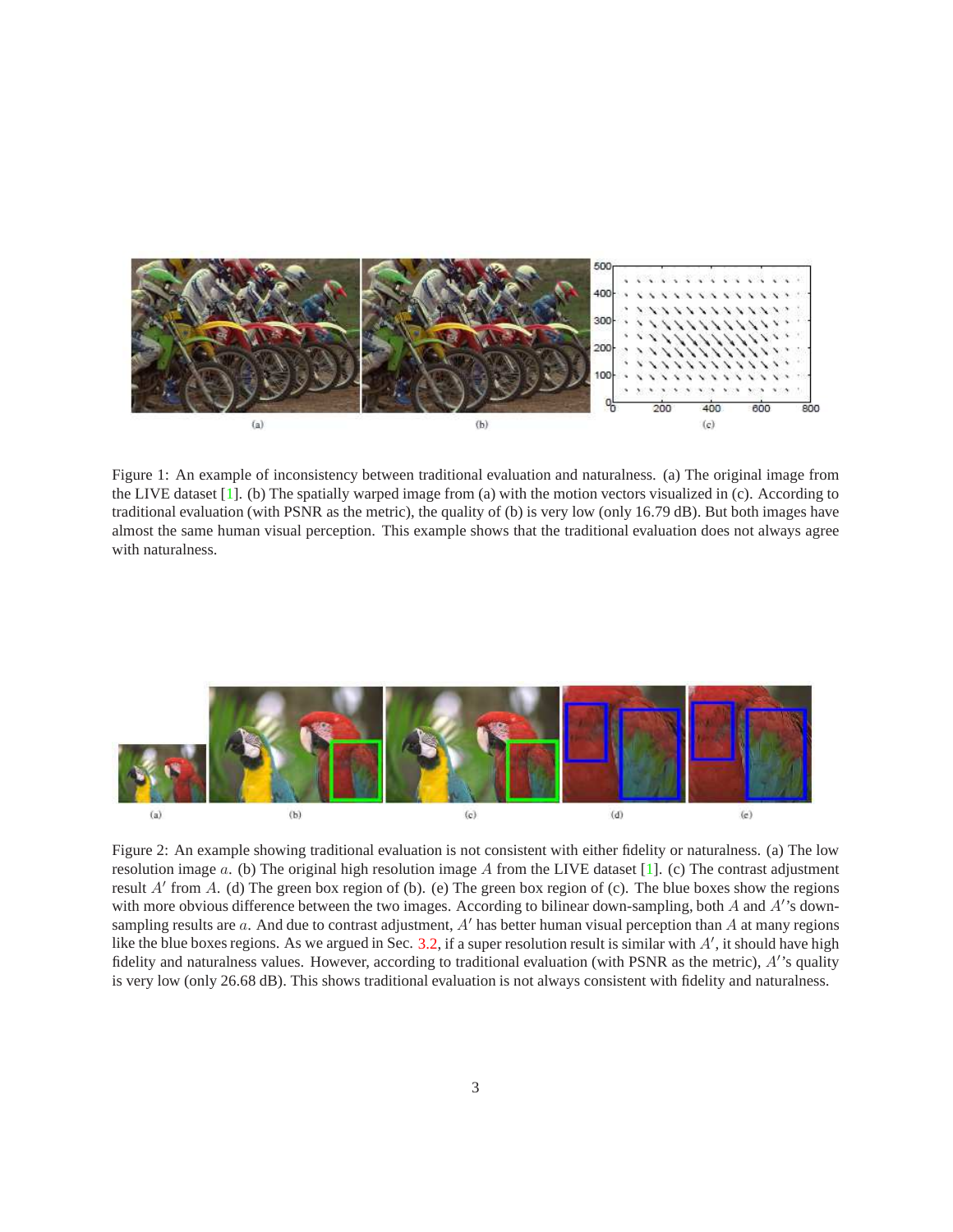Figure 1: An example of inconsistency between traditional evaluation and naturalness. (a) The original image from the LIVE dataset [1]. (b) The spatially warped image from (a) with the motion vectors visualized in (c). According to traditional evaluation (with PSNR as the metric), the quality of (b) is very low (only 16.79 dB). But both images have almost the same human visual perception. This example shows that the traditional evaluation does not always agree with naturalness.

Figure 2: An example showing traditional evaluation is not consistent with either fidelity or naturalness. (a) The low resolution image $a$. (b) The original high resolution image $A$ from the LIVE dataset [1]. (c) The contrast adjustment result $A'$ from $A$. (d) The green box region of (b). (e) The green box region of (c). The blue boxes show the regions with more obvious difference between the two images. According to bilinear down-sampling, both $A$ and $A'$'s down-sampling results are $a$. And due to contrast adjustment, $A'$ has better human visual perception than $A$ at many regions like the blue boxes regions. As we argued in Sec. 3.2, if a super resolution result is similar with $A'$, it should have high fidelity and naturalness values. However, according to traditional evaluation (with PSNR as the metric), $A'$'s quality is very low (only 26.68 dB). This shows traditional evaluation is not always consistent with fidelity and naturalness.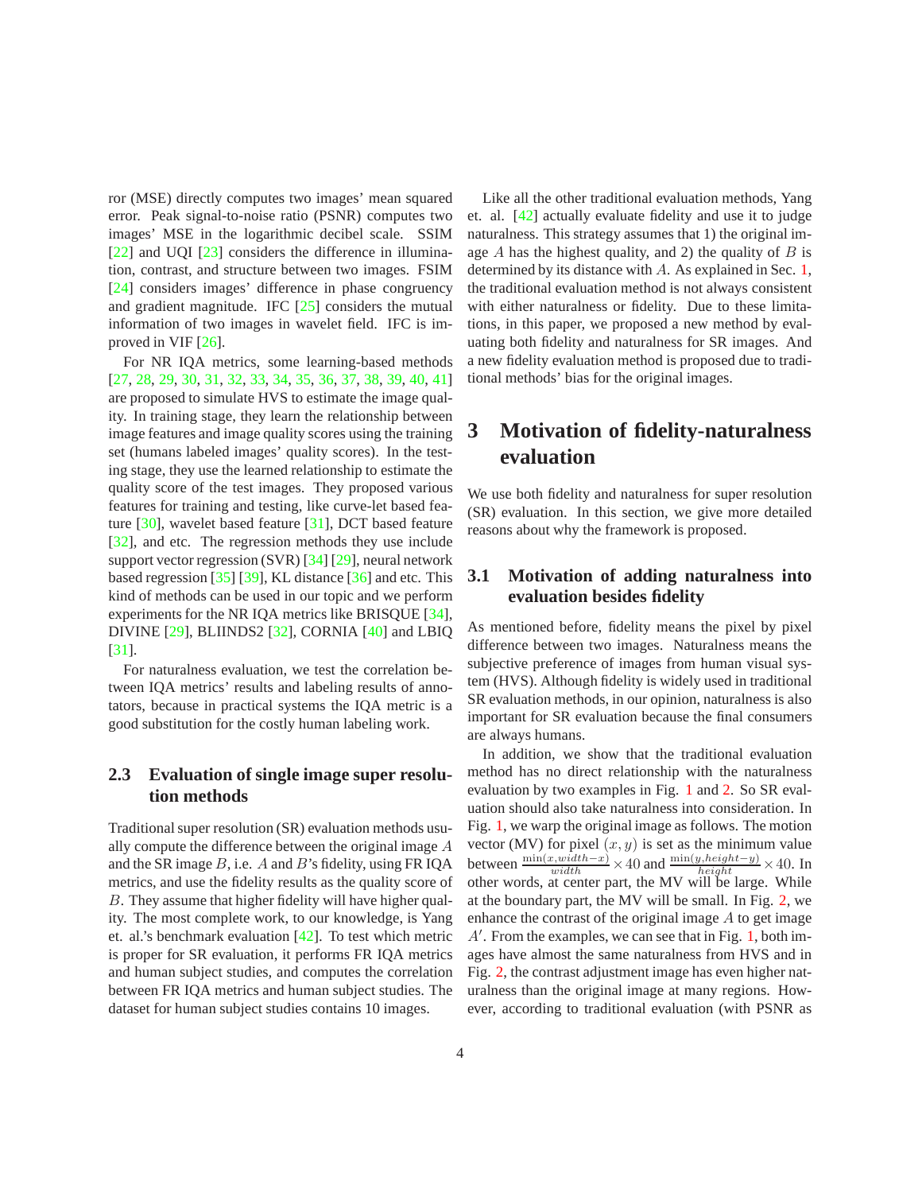ror (MSE) directly computes two images' mean squared error. Peak signal-to-noise ratio (PSNR) computes two images' MSE in the logarithmic decibel scale. SSIM [22] and UQI [23] considers the difference in illumination, contrast, and structure between two images. FSIM [24] considers images' difference in phase congruency and gradient magnitude. IFC [25] considers the mutual information of two images in wavelet field. IFC is improved in VIF [26].

For NR IQA metrics, some learning-based methods [27, 28, 29, 30, 31, 32, 33, 34, 35, 36, 37, 38, 39, 40, 41] are proposed to simulate HVS to estimate the image quality. In training stage, they learn the relationship between image features and image quality scores using the training set (humans labeled images' quality scores). In the testing stage, they use the learned relationship to estimate the quality score of the test images. They proposed various features for training and testing, like curve-let based feature [30], wavelet based feature [31], DCT based feature [32], and etc. The regression methods they use include support vector regression (SVR) [34] [29], neural network based regression [35] [39], KL distance [36] and etc. This kind of methods can be used in our topic and we perform experiments for the NR IQA metrics like BRISQUE [34], DIVINE [29], BLIINDS2 [32], CORNIA [40] and LBIQ [31].

For naturalness evaluation, we test the correlation between IQA metrics' results and labeling results of annotators, because in practical systems the IQA metric is a good substitution for the costly human labeling work.

### 2.3 Evaluation of single image super resolution methods

Traditional super resolution (SR) evaluation methods usually compute the difference between the original image $A$ and the SR image $B$, i.e. $A$ and $B$'s fidelity, using FR IQA metrics, and use the fidelity results as the quality score of $B$. They assume that higher fidelity will have higher quality. The most complete work, to our knowledge, is Yang et. al.'s benchmark evaluation [42]. To test which metric is proper for SR evaluation, it performs FR IQA metrics and human subject studies, and computes the correlation between FR IQA metrics and human subject studies. The dataset for human subject studies contains 10 images.

Like all the other traditional evaluation methods, Yang et. al. [42] actually evaluate fidelity and use it to judge naturalness. This strategy assumes that 1) the original image $A$ has the highest quality, and 2) the quality of $B$ is determined by its distance with $A$. As explained in Sec. 1, the traditional evaluation method is not always consistent with either naturalness or fidelity. Due to these limitations, in this paper, we proposed a new method by evaluating both fidelity and naturalness for SR images. And a new fidelity evaluation method is proposed due to traditional methods' bias for the original images.

## 3 Motivation of fidelity-naturalness evaluation

We use both fidelity and naturalness for super resolution (SR) evaluation. In this section, we give more detailed reasons about why the framework is proposed.

### 3.1 Motivation of adding naturalness into evaluation besides fidelity

As mentioned before, fidelity means the pixel by pixel difference between two images. Naturalness means the subjective preference of images from human visual system (HVS). Although fidelity is widely used in traditional SR evaluation methods, in our opinion, naturalness is also important for SR evaluation because the final consumers are always humans.

In addition, we show that the traditional evaluation method has no direct relationship with the naturalness evaluation by two examples in Fig. 1 and 2. So SR evaluation should also take naturalness into consideration. In Fig. 1, we warp the original image as follows. The motion vector (MV) for pixel $(x, y)$ is set as the minimum value between $\frac{\min(x, width-x)}{width} \times 40$ and $\frac{\min(y, height-y)}{height} \times 40$. In other words, at center part, the MV will be large. While at the boundary part, the MV will be small. In Fig. 2, we enhance the contrast of the original image $A$ to get image $A'$. From the examples, we can see that in Fig. 1, both images have almost the same naturalness from HVS and in Fig. 2, the contrast adjustment image has even higher naturalness than the original image at many regions. However, according to traditional evaluation (with PSNR as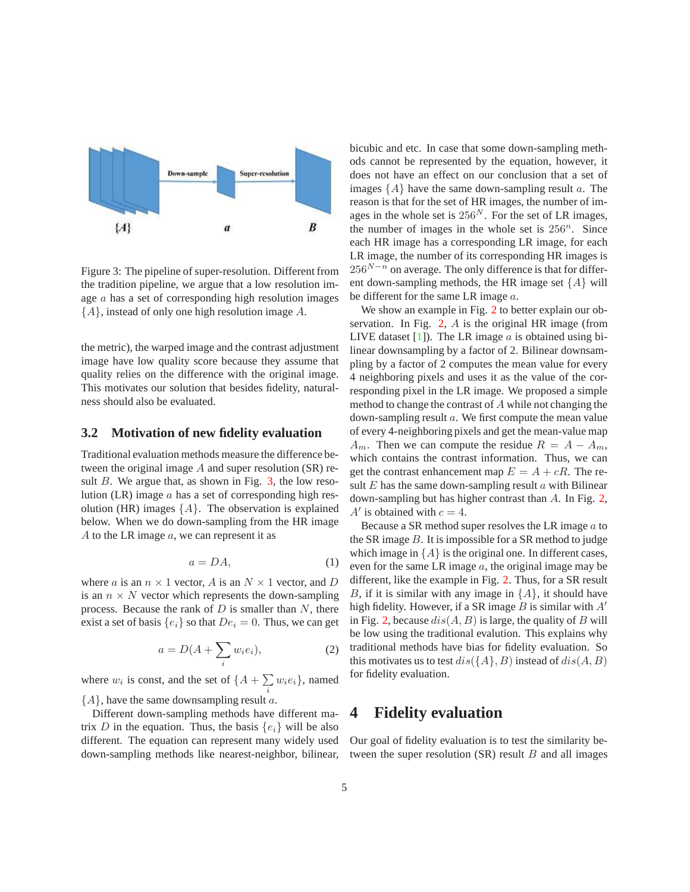Figure 3: The pipeline of super-resolution. Different from the tradition pipeline, we argue that a low resolution image $a$ has a set of corresponding high resolution images $\{A\}$, instead of only one high resolution image $A$.

the metric), the warped image and the contrast adjustment image have low quality score because they assume that quality relies on the difference with the original image. This motivates our solution that besides fidelity, naturalness should also be evaluated.

### 3.2 Motivation of new fidelity evaluation

Traditional evaluation methods measure the difference between the original image $A$ and super resolution (SR) result $B$. We argue that, as shown in Fig. 3, the low resolution (LR) image $a$ has a set of corresponding high resolution (HR) images $\{A\}$. The observation is explained below. When we do down-sampling from the HR image $A$ to the LR image $a$, we can represent it as

$$a = DA, \tag{1}$$

where $a$ is an $n \times 1$ vector, $A$ is an $N \times 1$ vector, and $D$ is an $n \times N$ vector which represents the down-sampling process. Because the rank of $D$ is smaller than $N$, there exist a set of basis $\{e_i\}$ so that $De_i = 0$. Thus, we can get

$$a = D(A + \sum_i w_i e_i), \tag{2}$$

where $w_i$ is const, and the set of $\{A + \sum_i w_i e_i\}$, named $\{A\}$, have the same downsampling result $a$.

Different down-sampling methods have different matrix $D$ in the equation. Thus, the basis $\{e_i\}$ will be also different. The equation can represent many widely used down-sampling methods like nearest-neighbor, bilinear, bicubic and etc. In case that some down-sampling methods cannot be represented by the equation, however, it does not have an effect on our conclusion that a set of images $\{A\}$ have the same down-sampling result $a$. The reason is that for the set of HR images, the number of images in the whole set is $256^N$. For the set of LR images, the number of images in the whole set is $256^n$. Since each HR image has a corresponding LR image, for each LR image, the number of its corresponding HR images is $256^{N-n}$ on average. The only difference is that for different down-sampling methods, the HR image set $\{A\}$ will be different for the same LR image $a$.

We show an example in Fig. 2 to better explain our observation. In Fig. 2, $A$ is the original HR image (from LIVE dataset [1]). The LR image $a$ is obtained using bilinear downsampling by a factor of 2. Bilinear downsampling by a factor of 2 computes the mean value for every 4 neighboring pixels and uses it as the value of the corresponding pixel in the LR image. We proposed a simple method to change the contrast of $A$ while not changing the down-sampling result $a$. We first compute the mean value of every 4-neighboring pixels and get the mean-value map $A_m$. Then we can compute the residue $R = A - A_m$, which contains the contrast information. Thus, we can get the contrast enhancement map $E = A + cR$. The result $E$ has the same down-sampling result $a$ with Bilinear down-sampling but has higher contrast than $A$. In Fig. 2, $A'$ is obtained with $c = 4$.

Because a SR method super resolves the LR image $a$ to the SR image $B$. It is impossible for a SR method to judge which image in $\{A\}$ is the original one. In different cases, even for the same LR image $a$, the original image may be different, like the example in Fig. 2. Thus, for a SR result $B$, if it is similar with any image in $\{A\}$, it should have high fidelity. However, if a SR image $B$ is similar with $A'$ in Fig. 2, because $dis(A, B)$ is large, the quality of $B$ will be low using the traditional evalution. This explains why traditional methods have bias for fidelity evaluation. So this motivates us to test $dis(\{A\}, B)$ instead of $dis(A, B)$ for fidelity evaluation.

## 4 Fidelity evaluation

Our goal of fidelity evaluation is to test the similarity between the super resolution (SR) result $B$ and all images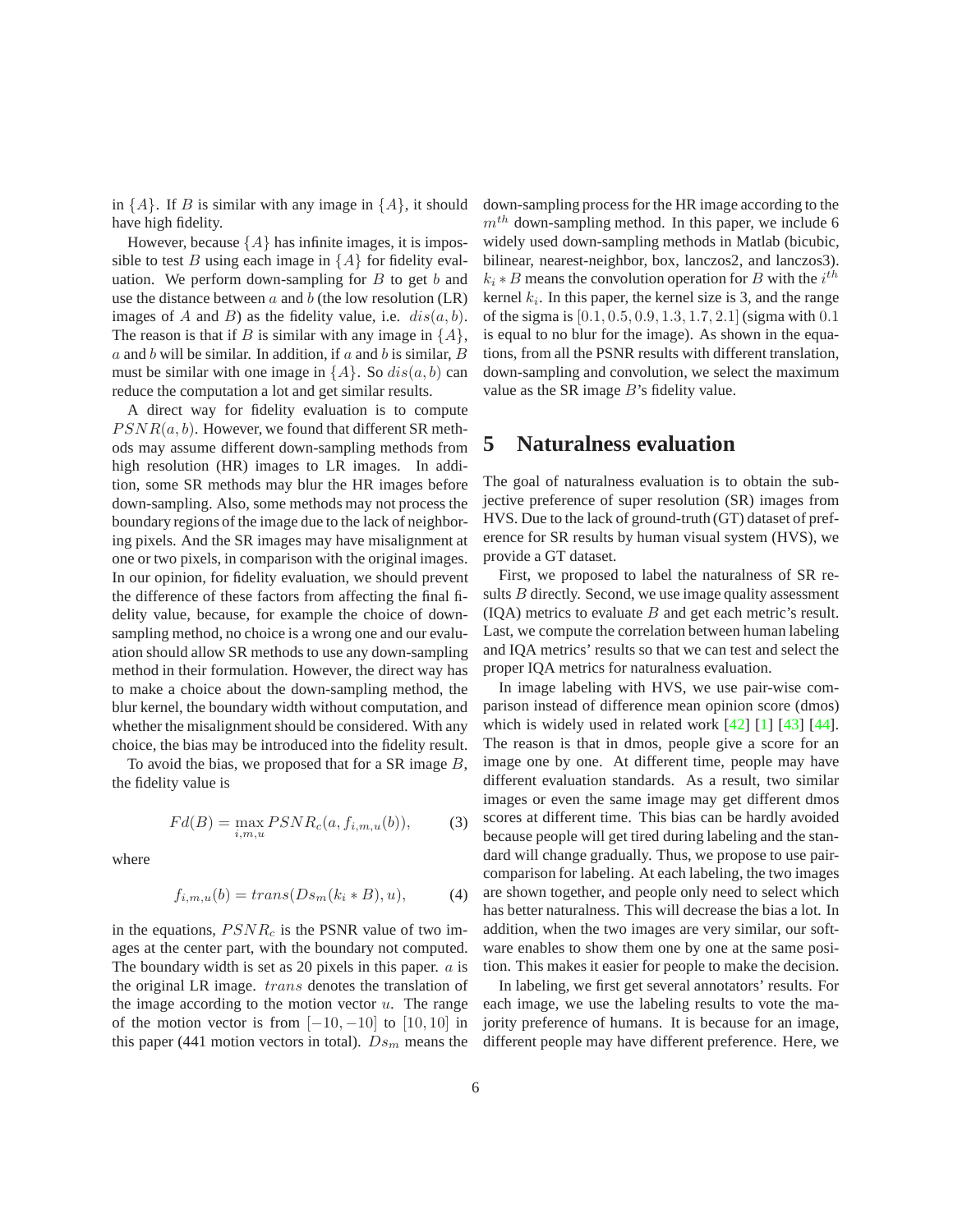in $\{A\}$. If $B$ is similar with any image in $\{A\}$, it should have high fidelity.

However, because $\{A\}$ has infinite images, it is impossible to test $B$ using each image in $\{A\}$ for fidelity evaluation. We perform down-sampling for $B$ to get $b$ and use the distance between $a$ and $b$ (the low resolution (LR) images of $A$ and $B$) as the fidelity value, i.e. $dis(a, b)$. The reason is that if $B$ is similar with any image in $\{A\}$, $a$ and $b$ will be similar. In addition, if $a$ and $b$ is similar, $B$ must be similar with one image in $\{A\}$. So $dis(a, b)$ can reduce the computation a lot and get similar results.

A direct way for fidelity evaluation is to compute $PSNR(a, b)$. However, we found that different SR methods may assume different down-sampling methods from high resolution (HR) images to LR images. In addition, some SR methods may blur the HR images before down-sampling. Also, some methods may not process the boundary regions of the image due to the lack of neighboring pixels. And the SR images may have misalignment at one or two pixels, in comparison with the original images. In our opinion, for fidelity evaluation, we should prevent the difference of these factors from affecting the final fidelity value, because, for example the choice of down-sampling method, no choice is a wrong one and our evaluation should allow SR methods to use any down-sampling method in their formulation. However, the direct way has to make a choice about the down-sampling method, the blur kernel, the boundary width without computation, and whether the misalignment should be considered. With any choice, the bias may be introduced into the fidelity result.

To avoid the bias, we proposed that for a SR image $B$, the fidelity value is

$$Fd(B) = \max_{i,m,u} PSNR_c(a, f_{i,m,u}(b)), \tag{3}$$

where

$$f_{i,m,u}(b) = trans(Ds_m(k_i * B), u), \tag{4}$$

in the equations, $PSNR_c$ is the PSNR value of two images at the center part, with the boundary not computed. The boundary width is set as 20 pixels in this paper. $a$ is the original LR image. $trans$ denotes the translation of the image according to the motion vector $u$. The range of the motion vector is from $[-10, -10]$ to $[10, 10]$ in this paper (441 motion vectors in total). $Ds_m$ means the down-sampling process for the HR image according to the $m^{th}$ down-sampling method. In this paper, we include 6 widely used down-sampling methods in Matlab (bicubic, bilinear, nearest-neighbor, box, lanczos2, and lanczos3). $k_i * B$ means the convolution operation for $B$ with the $i^{th}$ kernel $k_i$. In this paper, the kernel size is 3, and the range of the sigma is $[0.1, 0.5, 0.9, 1.3, 1.7, 2.1]$ (sigma with $0.1$ is equal to no blur for the image). As shown in the equations, from all the PSNR results with different translation, down-sampling and convolution, we select the maximum value as the SR image $B$'s fidelity value.

# 5 Naturalness evaluation

The goal of naturalness evaluation is to obtain the subjective preference of super resolution (SR) images from HVS. Due to the lack of ground-truth (GT) dataset of preference for SR results by human visual system (HVS), we provide a GT dataset.

First, we proposed to label the naturalness of SR results $B$ directly. Second, we use image quality assessment (IQA) metrics to evaluate $B$ and get each metric's result. Last, we compute the correlation between human labeling and IQA metrics' results so that we can test and select the proper IQA metrics for naturalness evaluation.

In image labeling with HVS, we use pair-wise comparison instead of difference mean opinion score (dmos) which is widely used in related work [42] [1] [43] [44]. The reason is that in dmos, people give a score for an image one by one. At different time, people may have different evaluation standards. As a result, two similar images or even the same image may get different dmos scores at different time. This bias can be hardly avoided because people will get tired during labeling and the standard will change gradually. Thus, we propose to use pair-comparison for labeling. At each labeling, the two images are shown together, and people only need to select which has better naturalness. This will decrease the bias a lot. In addition, when the two images are very similar, our software enables to show them one by one at the same position. This makes it easier for people to make the decision.

In labeling, we first get several annotators' results. For each image, we use the labeling results to vote the majority preference of humans. It is because for an image, different people may have different preference. Here, we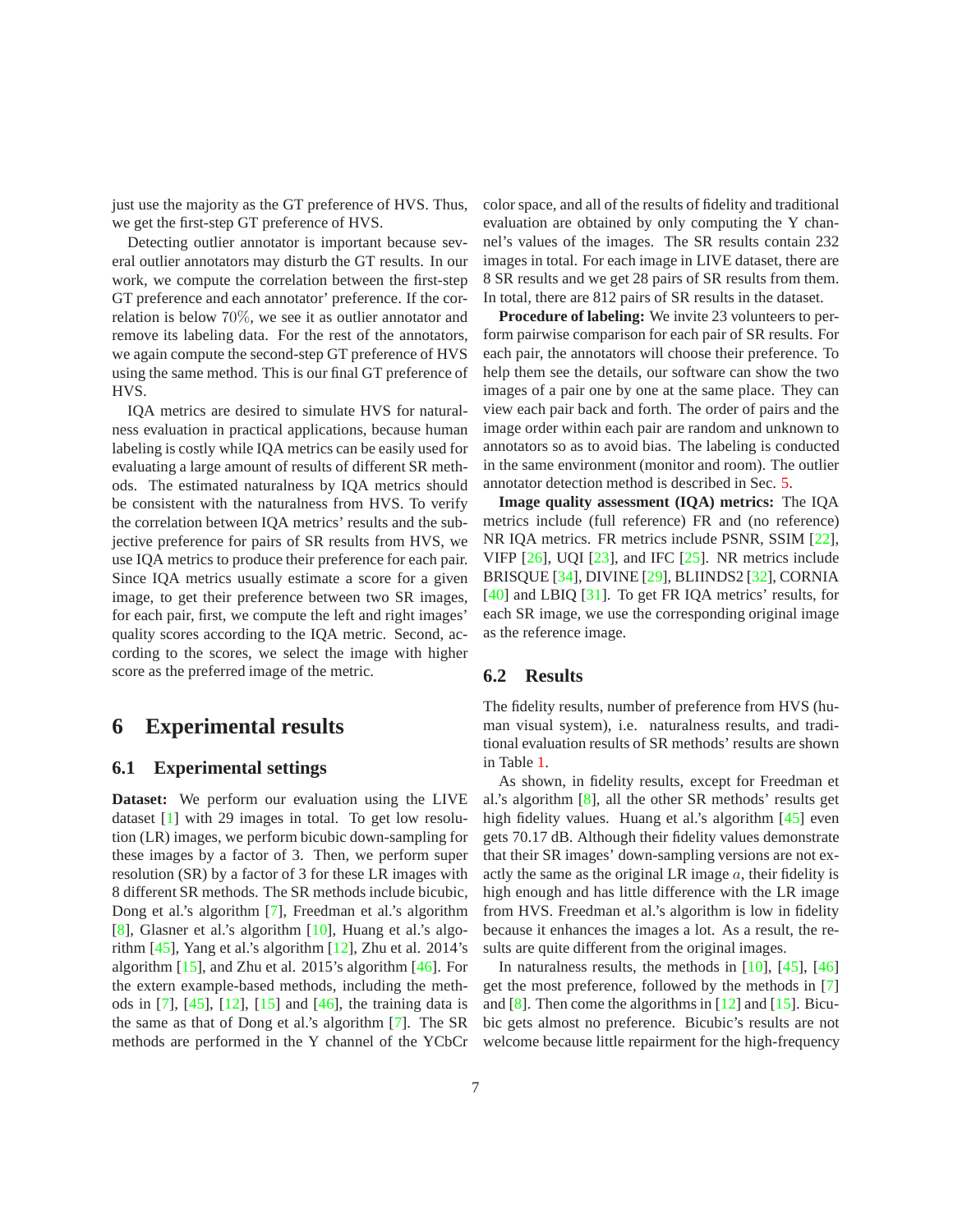just use the majority as the GT preference of HVS. Thus, we get the first-step GT preference of HVS.

Detecting outlier annotator is important because several outlier annotators may disturb the GT results. In our work, we compute the correlation between the first-step GT preference and each annotator' preference. If the correlation is below $70\%$, we see it as outlier annotator and remove its labeling data. For the rest of the annotators, we again compute the second-step GT preference of HVS using the same method. This is our final GT preference of HVS.

IQA metrics are desired to simulate HVS for naturalness evaluation in practical applications, because human labeling is costly while IQA metrics can be easily used for evaluating a large amount of results of different SR methods. The estimated naturalness by IQA metrics should be consistent with the naturalness from HVS. To verify the correlation between IQA metrics' results and the subjective preference for pairs of SR results from HVS, we use IQA metrics to produce their preference for each pair. Since IQA metrics usually estimate a score for a given image, to get their preference between two SR images, for each pair, first, we compute the left and right images' quality scores according to the IQA metric. Second, according to the scores, we select the image with higher score as the preferred image of the metric.

# 6 Experimental results

## 6.1 Experimental settings

**Dataset:** We perform our evaluation using the LIVE dataset [1] with 29 images in total. To get low resolution (LR) images, we perform bicubic down-sampling for these images by a factor of 3. Then, we perform super resolution (SR) by a factor of 3 for these LR images with 8 different SR methods. The SR methods include bicubic, Dong et al.'s algorithm [7], Freedman et al.'s algorithm [8], Glasner et al.'s algorithm [10], Huang et al.'s algorithm [45], Yang et al.'s algorithm [12], Zhu et al. 2014's algorithm [15], and Zhu et al. 2015's algorithm [46]. For the extern example-based methods, including the methods in [7], [45], [12], [15] and [46], the training data is the same as that of Dong et al.'s algorithm [7]. The SR methods are performed in the Y channel of the YCbCr color space, and all of the results of fidelity and traditional evaluation are obtained by only computing the Y channel's values of the images. The SR results contain 232 images in total. For each image in LIVE dataset, there are 8 SR results and we get 28 pairs of SR results from them. In total, there are 812 pairs of SR results in the dataset.

**Procedure of labeling:** We invite 23 volunteers to perform pairwise comparison for each pair of SR results. For each pair, the annotators will choose their preference. To help them see the details, our software can show the two images of a pair one by one at the same place. They can view each pair back and forth. The order of pairs and the image order within each pair are random and unknown to annotators so as to avoid bias. The labeling is conducted in the same environment (monitor and room). The outlier annotator detection method is described in Sec. 5.

**Image quality assessment (IQA) metrics:** The IQA metrics include (full reference) FR and (no reference) NR IQA metrics. FR metrics include PSNR, SSIM [22], VIFP [26], UQI [23], and IFC [25]. NR metrics include BRISQUE [34], DIVINE [29], BLIINDS2 [32], CORNIA [40] and LBIQ [31]. To get FR IQA metrics' results, for each SR image, we use the corresponding original image as the reference image.

## 6.2 Results

The fidelity results, number of preference from HVS (human visual system), i.e. naturalness results, and traditional evaluation results of SR methods' results are shown in Table 1.

As shown, in fidelity results, except for Freedman et al.'s algorithm [8], all the other SR methods' results get high fidelity values. Huang et al.'s algorithm [45] even gets 70.17 dB. Although their fidelity values demonstrate that their SR images' down-sampling versions are not exactly the same as the original LR image $a$, their fidelity is high enough and has little difference with the LR image from HVS. Freedman et al.'s algorithm is low in fidelity because it enhances the images a lot. As a result, the results are quite different from the original images.

In naturalness results, the methods in [10], [45], [46] get the most preference, followed by the methods in [7] and [8]. Then come the algorithms in [12] and [15]. Bicubic gets almost no preference. Bicubic's results are not welcome because little repairment for the high-frequency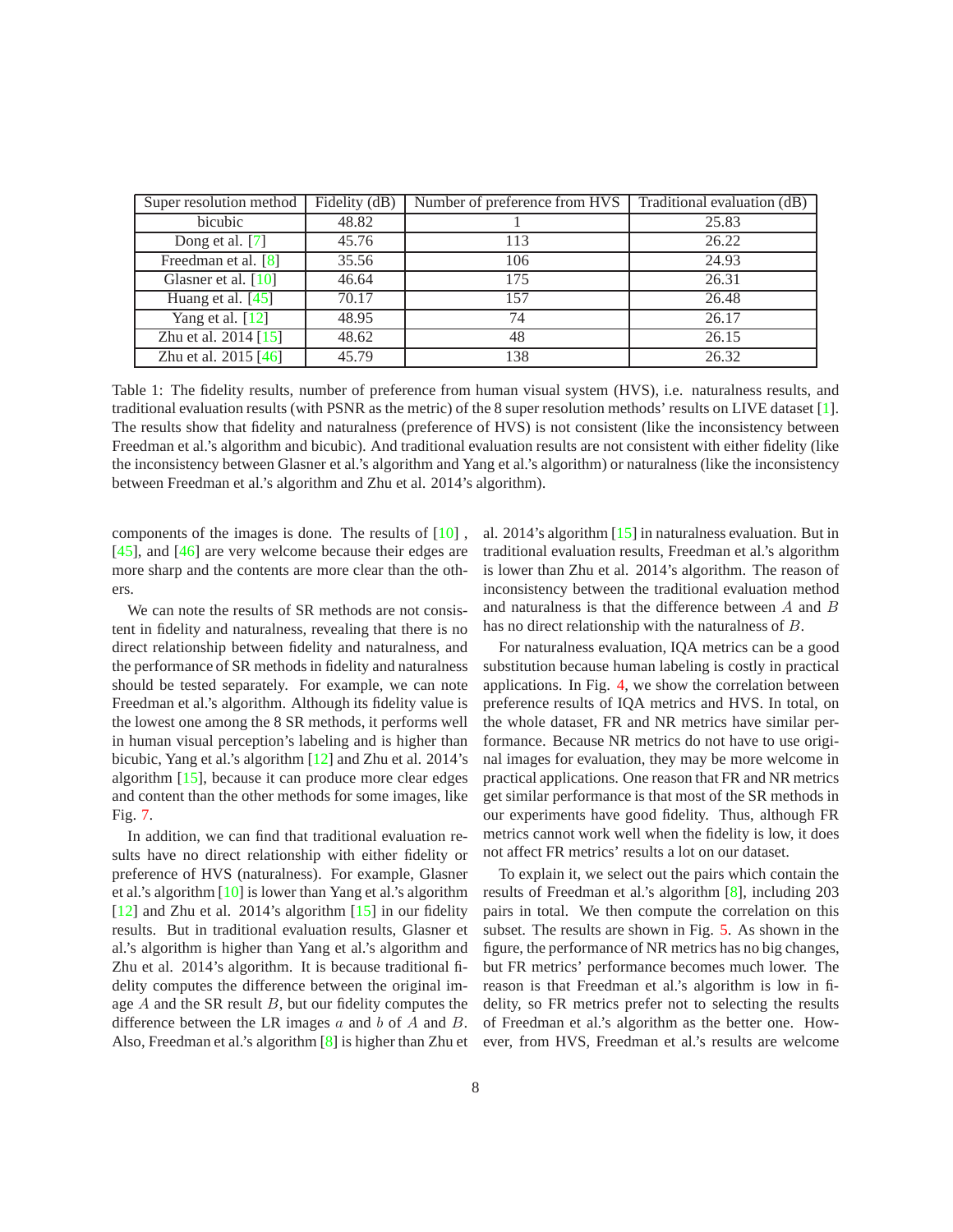| Super resolution method | Fidelity (dB) | Number of preference from HVS | Traditional evaluation (dB) |
|---|---|---|---|
| bicubic | 48.82 | 1 | 25.83 |
| Dong et al. [7] | 45.76 | 113 | 26.22 |
| Freedman et al. [8] | 35.56 | 106 | 24.93 |
| Glasner et al. [10] | 46.64 | 175 | 26.31 |
| Huang et al. [45] | 70.17 | 157 | 26.48 |
| Yang et al. [12] | 48.95 | 74 | 26.17 |
| Zhu et al. 2014 [15] | 48.62 | 48 | 26.15 |
| Zhu et al. 2015 [46] | 45.79 | 138 | 26.32 |

Table 1: The fidelity results, number of preference from human visual system (HVS), i.e. naturalness results, and traditional evaluation results (with PSNR as the metric) of the 8 super resolution methods' results on LIVE dataset [1]. The results show that fidelity and naturalness (preference of HVS) is not consistent (like the inconsistency between Freedman et al.'s algorithm and bicubic). And traditional evaluation results are not consistent with either fidelity (like the inconsistency between Glasner et al.'s algorithm and Yang et al.'s algorithm) or naturalness (like the inconsistency between Freedman et al.'s algorithm and Zhu et al. 2014's algorithm).

components of the images is done. The results of [10] , [45], and [46] are very welcome because their edges are more sharp and the contents are more clear than the others.

We can note the results of SR methods are not consistent in fidelity and naturalness, revealing that there is no direct relationship between fidelity and naturalness, and the performance of SR methods in fidelity and naturalness should be tested separately. For example, we can note Freedman et al.'s algorithm. Although its fidelity value is the lowest one among the 8 SR methods, it performs well in human visual perception's labeling and is higher than bicubic, Yang et al.'s algorithm [12] and Zhu et al. 2014's algorithm [15], because it can produce more clear edges and content than the other methods for some images, like Fig. 7.

In addition, we can find that traditional evaluation results have no direct relationship with either fidelity or preference of HVS (naturalness). For example, Glasner et al.'s algorithm [10] is lower than Yang et al.'s algorithm [12] and Zhu et al. 2014's algorithm [15] in our fidelity results. But in traditional evaluation results, Glasner et al.'s algorithm is higher than Yang et al.'s algorithm and Zhu et al. 2014's algorithm. It is because traditional fidelity computes the difference between the original image $A$ and the SR result $B$, but our fidelity computes the difference between the LR images $a$ and $b$ of $A$ and $B$. Also, Freedman et al.'s algorithm [8] is higher than Zhu et al. 2014's algorithm [15] in naturalness evaluation. But in traditional evaluation results, Freedman et al.'s algorithm is lower than Zhu et al. 2014's algorithm. The reason of inconsistency between the traditional evaluation method and naturalness is that the difference between $A$ and $B$ has no direct relationship with the naturalness of $B$.

For naturalness evaluation, IQA metrics can be a good substitution because human labeling is costly in practical applications. In Fig. 4, we show the correlation between preference results of IQA metrics and HVS. In total, on the whole dataset, FR and NR metrics have similar performance. Because NR metrics do not have to use original images for evaluation, they may be more welcome in practical applications. One reason that FR and NR metrics get similar performance is that most of the SR methods in our experiments have good fidelity. Thus, although FR metrics cannot work well when the fidelity is low, it does not affect FR metrics' results a lot on our dataset.

To explain it, we select out the pairs which contain the results of Freedman et al.'s algorithm [8], including 203 pairs in total. We then compute the correlation on this subset. The results are shown in Fig. 5. As shown in the figure, the performance of NR metrics has no big changes, but FR metrics' performance becomes much lower. The reason is that Freedman et al.'s algorithm is low in fidelity, so FR metrics prefer not to selecting the results of Freedman et al.'s algorithm as the better one. However, from HVS, Freedman et al.'s results are welcome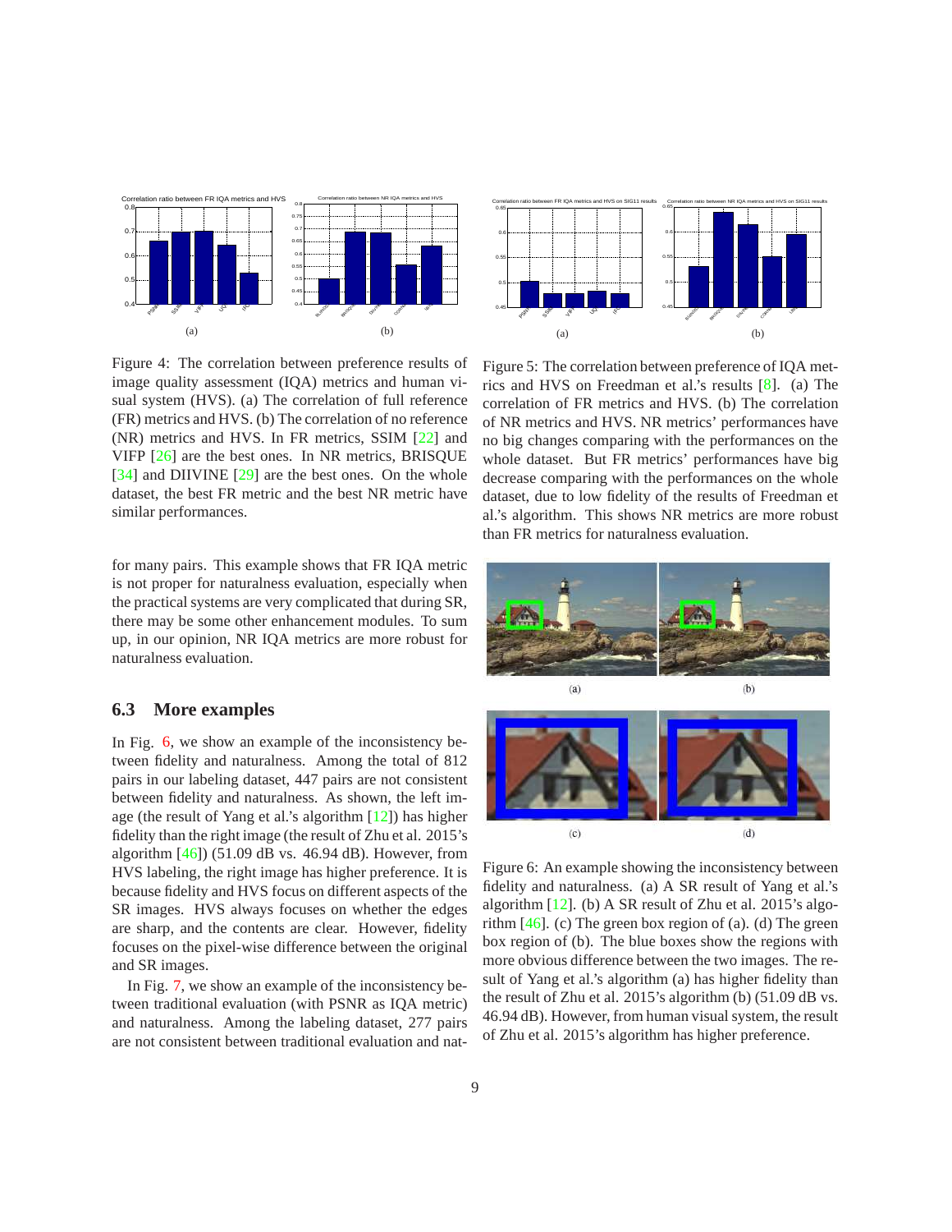Figure 4: The correlation between preference results of image quality assessment (IQA) metrics and human visual system (HVS). (a) The correlation of full reference (FR) metrics and HVS. (b) The correlation of no reference (NR) metrics and HVS. In FR metrics, SSIM [22] and VIFP [26] are the best ones. In NR metrics, BRISQUE [34] and DIIVINE [29] are the best ones. On the whole dataset, the best FR metric and the best NR metric have similar performances.

Figure 5: The correlation between preference of IQA metrics and HVS on Freedman et al.'s results [8]. (a) The correlation of FR metrics and HVS. (b) The correlation of NR metrics and HVS. NR metrics' performances have no big changes comparing with the performances on the whole dataset. But FR metrics' performances have big decrease comparing with the performances on the whole dataset, due to low fidelity of the results of Freedman et al.'s algorithm. This shows NR metrics are more robust than FR metrics for naturalness evaluation.

for many pairs. This example shows that FR IQA metric is not proper for naturalness evaluation, especially when the practical systems are very complicated that during SR, there may be some other enhancement modules. To sum up, in our opinion, NR IQA metrics are more robust for naturalness evaluation.

### 6.3 More examples

In Fig. 6, we show an example of the inconsistency between fidelity and naturalness. Among the total of 812 pairs in our labeling dataset, 447 pairs are not consistent between fidelity and naturalness. As shown, the left image (the result of Yang et al.'s algorithm [12]) has higher fidelity than the right image (the result of Zhu et al. 2015's algorithm [46]) (51.09 dB vs. 46.94 dB). However, from HVS labeling, the right image has higher preference. It is because fidelity and HVS focus on different aspects of the SR images. HVS always focuses on whether the edges are sharp, and the contents are clear. However, fidelity focuses on the pixel-wise difference between the original and SR images.

In Fig. 7, we show an example of the inconsistency between traditional evaluation (with PSNR as IQA metric) and naturalness. Among the labeling dataset, 277 pairs are not consistent between traditional evaluation and nat-

Figure 6: An example showing the inconsistency between fidelity and naturalness. (a) A SR result of Yang et al.'s algorithm [12]. (b) A SR result of Zhu et al. 2015's algorithm [46]. (c) The green box region of (a). (d) The green box region of (b). The blue boxes show the regions with more obvious difference between the two images. The result of Yang et al.'s algorithm (a) has higher fidelity than the result of Zhu et al. 2015's algorithm (b) (51.09 dB vs. 46.94 dB). However, from human visual system, the result of Zhu et al. 2015's algorithm has higher preference.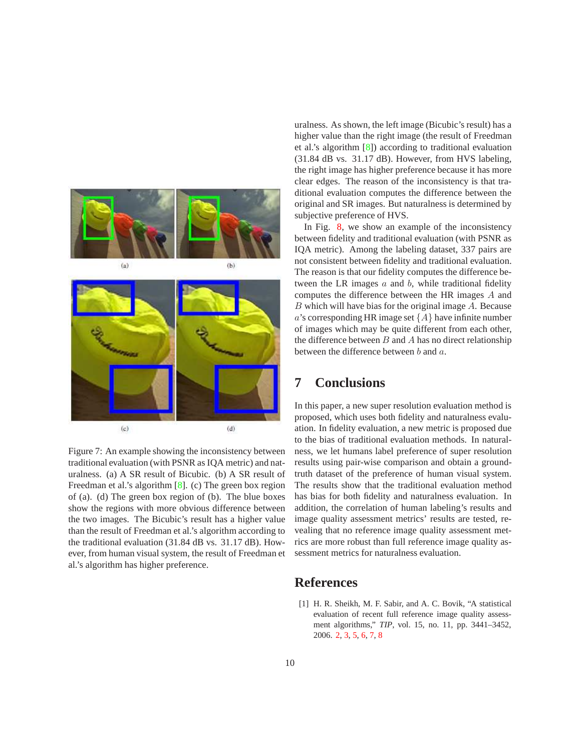Figure 7: An example showing the inconsistency between traditional evaluation (with PSNR as IQA metric) and naturalness. (a) A SR result of Bicubic. (b) A SR result of Freedman et al.'s algorithm [8]. (c) The green box region of (a). (d) The green box region of (b). The blue boxes show the regions with more obvious difference between the two images. The Bicubic's result has a higher value than the result of Freedman et al.'s algorithm according to the traditional evaluation (31.84 dB vs. 31.17 dB). However, from human visual system, the result of Freedman et al.'s algorithm has higher preference.

uralness. As shown, the left image (Bicubic's result) has a higher value than the right image (the result of Freedman et al.'s algorithm [8]) according to traditional evaluation (31.84 dB vs. 31.17 dB). However, from HVS labeling, the right image has higher preference because it has more clear edges. The reason of the inconsistency is that traditional evaluation computes the difference between the original and SR images. But naturalness is determined by subjective preference of HVS.

In Fig. 8, we show an example of the inconsistency between fidelity and traditional evaluation (with PSNR as IQA metric). Among the labeling dataset, 337 pairs are not consistent between fidelity and traditional evaluation. The reason is that our fidelity computes the difference between the LR images $a$ and $b$, while traditional fidelity computes the difference between the HR images $A$ and $B$ which will have bias for the original image $A$. Because $a$'s corresponding HR image set $\{A\}$ have infinite number of images which may be quite different from each other, the difference between $B$ and $A$ has no direct relationship between the difference between $b$ and $a$.

## 7 Conclusions

In this paper, a new super resolution evaluation method is proposed, which uses both fidelity and naturalness evaluation. In fidelity evaluation, a new metric is proposed due to the bias of traditional evaluation methods. In naturalness, we let humans label preference of super resolution results using pair-wise comparison and obtain a ground-truth dataset of the preference of human visual system. The results show that the traditional evaluation method has bias for both fidelity and naturalness evaluation. In addition, the correlation of human labeling's results and image quality assessment metrics' results are tested, revealing that no reference image quality assessment metrics are more robust than full reference image quality assessment metrics for naturalness evaluation.

## References

[1] H. R. Sheikh, M. F. Sabir, and A. C. Bovik, "A statistical evaluation of recent full reference image quality assessment algorithms," *TIP*, vol. 15, no. 11, pp. 3441–3452, 2006. 2, 3, 5, 6, 7, 8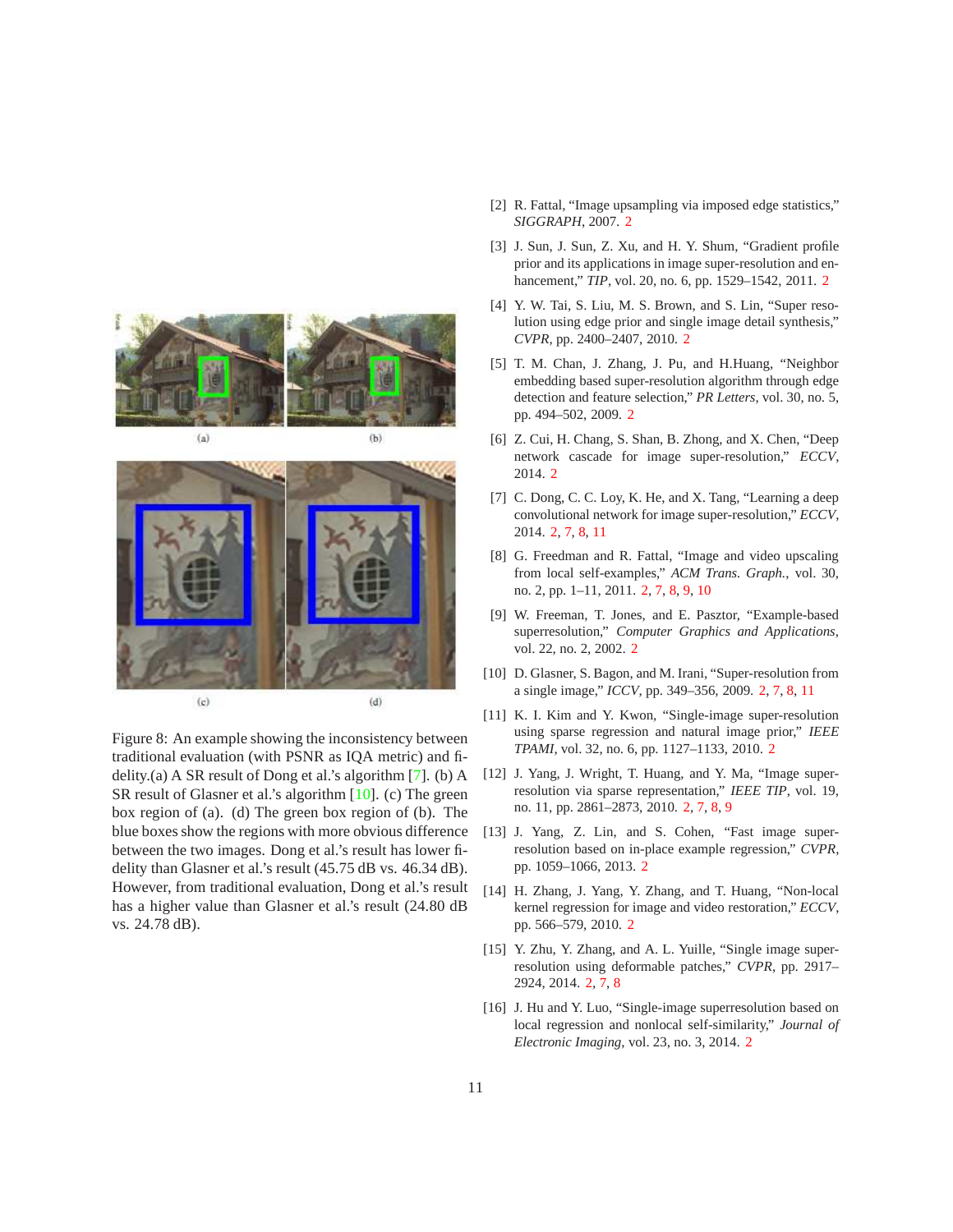Figure 8: An example showing the inconsistency between traditional evaluation (with PSNR as IQA metric) and fidelity.(a) A SR result of Dong et al.'s algorithm [7]. (b) A SR result of Glasner et al.'s algorithm [10]. (c) The green box region of (a). (d) The green box region of (b). The blue boxes show the regions with more obvious difference between the two images. Dong et al.'s result has lower fidelity than Glasner et al.'s result (45.75 dB vs. 46.34 dB). However, from traditional evaluation, Dong et al.'s result has a higher value than Glasner et al.'s result (24.80 dB vs. 24.78 dB).

[2] R. Fattal, "Image upsampling via imposed edge statistics," *SIGGRAPH*, 2007. 2

[3] J. Sun, J. Sun, Z. Xu, and H. Y. Shum, "Gradient profile prior and its applications in image super-resolution and enhancement," *TIP*, vol. 20, no. 6, pp. 1529–1542, 2011. 2

[4] Y. W. Tai, S. Liu, M. S. Brown, and S. Lin, "Super resolution using edge prior and single image detail synthesis," *CVPR*, pp. 2400–2407, 2010. 2

[5] T. M. Chan, J. Zhang, J. Pu, and H.Huang, "Neighbor embedding based super-resolution algorithm through edge detection and feature selection," *PR Letters*, vol. 30, no. 5, pp. 494–502, 2009. 2

[6] Z. Cui, H. Chang, S. Shan, B. Zhong, and X. Chen, "Deep network cascade for image super-resolution," *ECCV*, 2014. 2

[7] C. Dong, C. C. Loy, K. He, and X. Tang, "Learning a deep convolutional network for image super-resolution," *ECCV*, 2014. 2, 7, 8, 11

[8] G. Freedman and R. Fattal, "Image and video upscaling from local self-examples," *ACM Trans. Graph.*, vol. 30, no. 2, pp. 1–11, 2011. 2, 7, 8, 9, 10

[9] W. Freeman, T. Jones, and E. Pasztor, "Example-based superresolution," *Computer Graphics and Applications*, vol. 22, no. 2, pp. 56–65, 2002. 2

[10] D. Glasner, S. Bagon, and M. Irani, "Super-resolution from a single image," *ICCV*, pp. 349–356, 2009. 2, 7, 8, 11

[11] K. I. Kim and Y. Kwon, "Single-image super-resolution using sparse regression and natural image prior," *IEEE TPAMI*, vol. 32, no. 6, pp. 1127–1133, 2010. 2

[12] J. Yang, J. Wright, T. Huang, and Y. Ma, "Image super-resolution via sparse representation," *IEEE TIP*, vol. 19, no. 11, pp. 2861–2873, 2010. 2, 7, 8, 9

[13] J. Yang, Z. Lin, and S. Cohen, "Fast image super-resolution based on in-place example regression," *CVPR*, pp. 1059–1066, 2013. 2

[14] H. Zhang, J. Yang, Y. Zhang, and T. Huang, "Non-local kernel regression for image and video restoration," *ECCV*, pp. 566–579, 2010. 2

[15] Y. Zhu, Y. Zhang, and A. L. Yuille, "Single image super-resolution using deformable patches," *CVPR*, pp. 2917–2924, 2014. 2, 7, 8

[16] J. Hu and Y. Luo, "Single-image superresolution based on local regression and nonlocal self-similarity," *Journal of Electronic Imaging*, vol. 23, no. 3, 2014. 2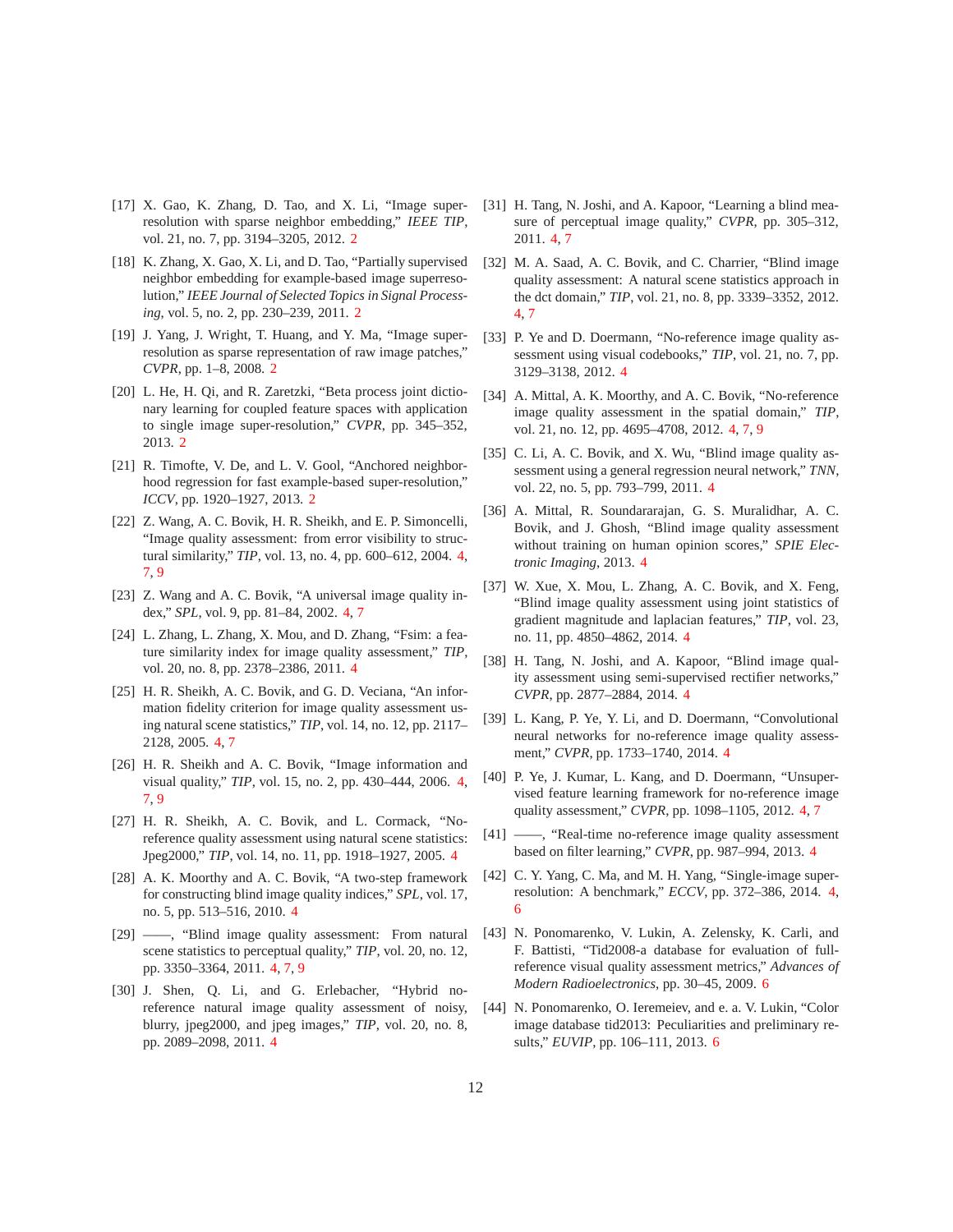[17] X. Gao, K. Zhang, D. Tao, and X. Li, "Image super-resolution with sparse neighbor embedding," *IEEE TIP*, vol. 21, no. 7, pp. 3194–3205, 2012. 2

[18] K. Zhang, X. Gao, X. Li, and D. Tao, "Partially supervised neighbor embedding for example-based image superresolution," *IEEE Journal of Selected Topics in Signal Processing*, vol. 5, no. 2, pp. 230–239, 2011. 2

[19] J. Yang, J. Wright, T. Huang, and Y. Ma, "Image super-resolution as sparse representation of raw image patches," *CVPR*, pp. 1–8, 2008. 2

[20] L. He, H. Qi, and R. Zaretzki, "Beta process joint dictionary learning for coupled feature spaces with application to single image super-resolution," *CVPR*, pp. 345–352, 2013. 2

[21] R. Timofte, V. De, and L. V. Gool, "Anchored neighborhood regression for fast example-based super-resolution," *ICCV*, pp. 1920–1927, 2013. 2

[22] Z. Wang, A. C. Bovik, H. R. Sheikh, and E. P. Simoncelli, "Image quality assessment: from error visibility to structural similarity," *TIP*, vol. 13, no. 4, pp. 600–612, 2004. 4, 7, 9

[23] Z. Wang and A. C. Bovik, "A universal image quality index," *SPL*, vol. 9, pp. 81–84, 2002. 4, 7

[24] L. Zhang, L. Zhang, X. Mou, and D. Zhang, "Fsim: a feature similarity index for image quality assessment," *TIP*, vol. 20, no. 8, pp. 2378–2386, 2011. 4

[25] H. R. Sheikh, A. C. Bovik, and G. D. Veciana, "An information fidelity criterion for image quality assessment using natural scene statistics," *TIP*, vol. 14, no. 12, pp. 2117–2128, 2005. 4, 7

[26] H. R. Sheikh and A. C. Bovik, "Image information and visual quality," *TIP*, vol. 15, no. 2, pp. 430–444, 2006. 4, 7, 9

[27] H. R. Sheikh, A. C. Bovik, and L. Cormack, "No-reference quality assessment using natural scene statistics: Jpeg2000," *TIP*, vol. 14, no. 11, pp. 1918–1927, 2005. 4

[28] A. K. Moorthy and A. C. Bovik, "A two-step framework for constructing blind image quality indices," *SPL*, vol. 17, no. 5, pp. 513–516, 2010. 4

[29] ——, "Blind image quality assessment: From natural scene statistics to perceptual quality," *TIP*, vol. 20, no. 12, pp. 3350–3364, 2011. 4, 7, 9

[30] J. Shen, Q. Li, and G. Erlebacher, "Hybrid no-reference natural image quality assessment of noisy, blurry, jpeg2000, and jpeg images," *TIP*, vol. 20, no. 8, pp. 2089–2098, 2011. 4

[31] H. Tang, N. Joshi, and A. Kapoor, "Learning a blind measure of perceptual image quality," *CVPR*, pp. 305–312, 2011. 4, 7

[32] M. A. Saad, A. C. Bovik, and C. Charrier, "Blind image quality assessment: A natural scene statistics approach in the dct domain," *TIP*, vol. 21, no. 8, pp. 3339–3352, 2012. 4, 7

[33] P. Ye and D. Doermann, "No-reference image quality assessment using visual codebooks," *TIP*, vol. 21, no. 7, pp. 3129–3138, 2012. 4

[34] A. Mittal, A. K. Moorthy, and A. C. Bovik, "No-reference image quality assessment in the spatial domain," *TIP*, vol. 21, no. 12, pp. 4695–4708, 2012. 4, 7, 9

[35] C. Li, A. C. Bovik, and X. Wu, "Blind image quality assessment using a general regression neural network," *TNN*, vol. 22, no. 5, pp. 793–799, 2011. 4

[36] A. Mittal, R. Soundararajan, G. S. Muralidhar, A. C. Bovik, and J. Ghosh, "Blind image quality assessment without training on human opinion scores," *SPIE Electronic Imaging*, 2013. 4

[37] W. Xue, X. Mou, L. Zhang, A. C. Bovik, and X. Feng, "Blind image quality assessment using joint statistics of gradient magnitude and laplacian features," *TIP*, vol. 23, no. 11, pp. 4850–4862, 2014. 4

[38] H. Tang, N. Joshi, and A. Kapoor, "Blind image quality assessment using semi-supervised rectifier networks," *CVPR*, pp. 2877–2884, 2014. 4

[39] L. Kang, P. Ye, Y. Li, and D. Doermann, "Convolutional neural networks for no-reference image quality assessment," *CVPR*, pp. 1733–1740, 2014. 4

[40] P. Ye, J. Kumar, L. Kang, and D. Doermann, "Unsupervised feature learning framework for no-reference image quality assessment," *CVPR*, pp. 1098–1105, 2012. 4, 7

[41] ——, "Real-time no-reference image quality assessment based on filter learning," *CVPR*, pp. 987–994, 2013. 4

[42] C. Y. Yang, C. Ma, and M. H. Yang, "Single-image super-resolution: A benchmark," *ECCV*, pp. 372–386, 2014. 4, 6

[43] N. Ponomarenko, V. Lukin, A. Zelensky, K. Carli, and F. Battisti, "Tid2008-a database for evaluation of full-reference visual quality assessment metrics," *Advances of Modern Radioelectronics*, pp. 30–45, 2009. 6

[44] N. Ponomarenko, O. Ieremeiev, and e. a. V. Lukin, "Color image database tid2013: Peculiarities and preliminary results," *EUVIP*, pp. 106–111, 2013. 6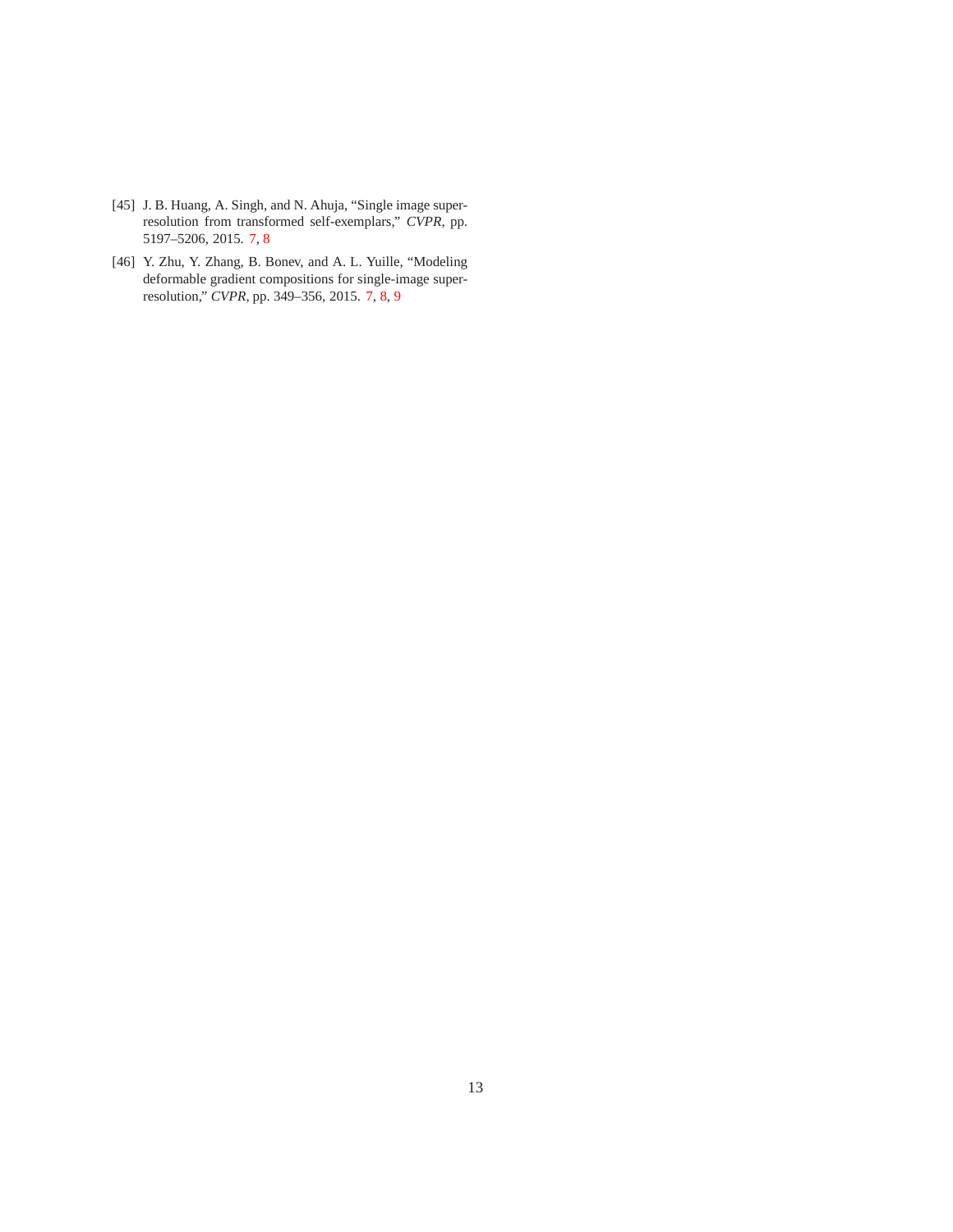[45] J. B. Huang, A. Singh, and N. Ahuja, "Single image super-resolution from transformed self-exemplars," *CVPR*, pp. 5197–5206, 2015. 7, 8

[46] Y. Zhu, Y. Zhang, B. Bonev, and A. L. Yuille, "Modeling deformable gradient compositions for single-image super-resolution," *CVPR*, pp. 349–356, 2015. 7, 8, 9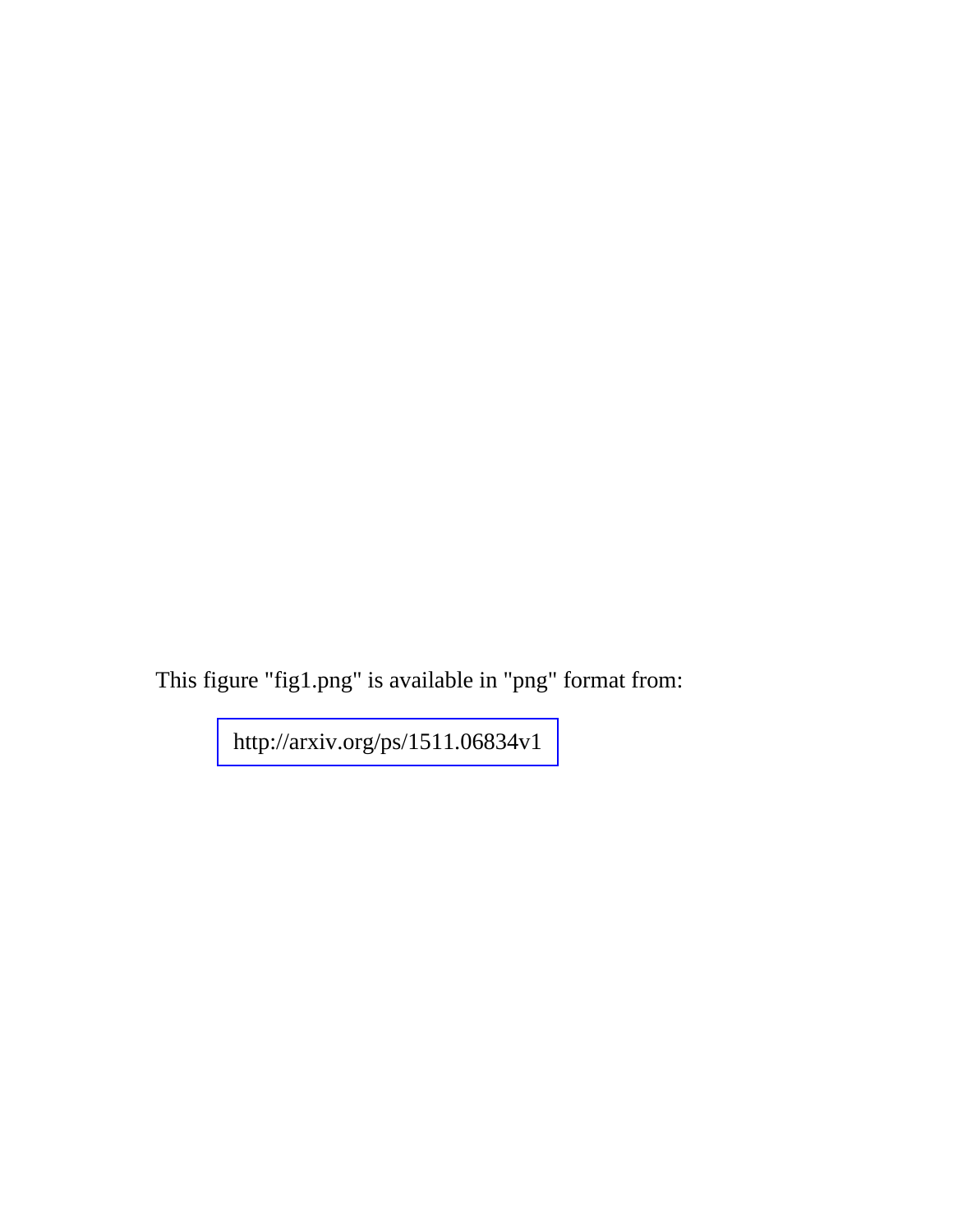This figure "fig1.png" is available in "png" format from:

http://arxiv.org/ps/1511.06834v1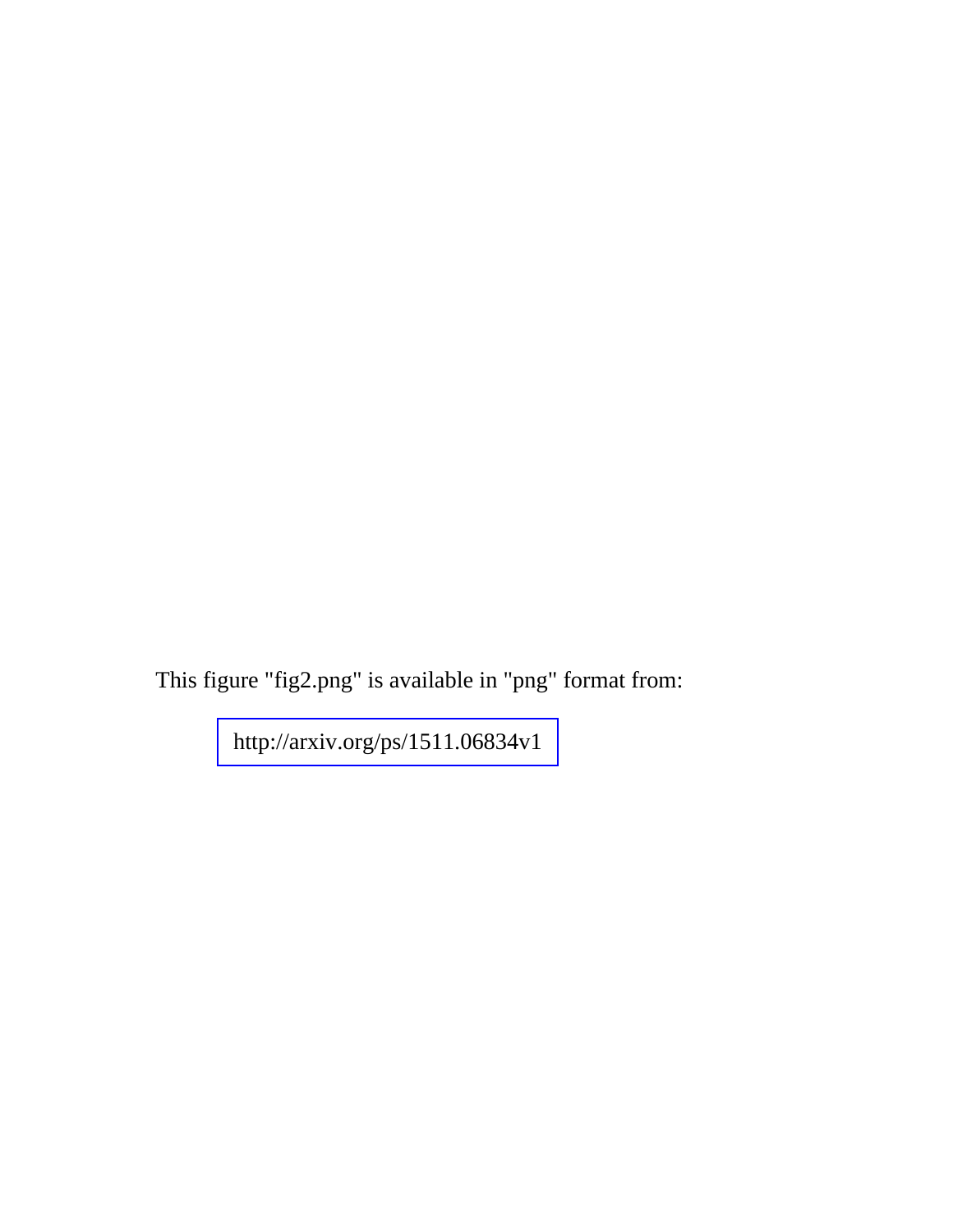This figure "fig2.png" is available in "png" format from:

http://arxiv.org/ps/1511.06834v1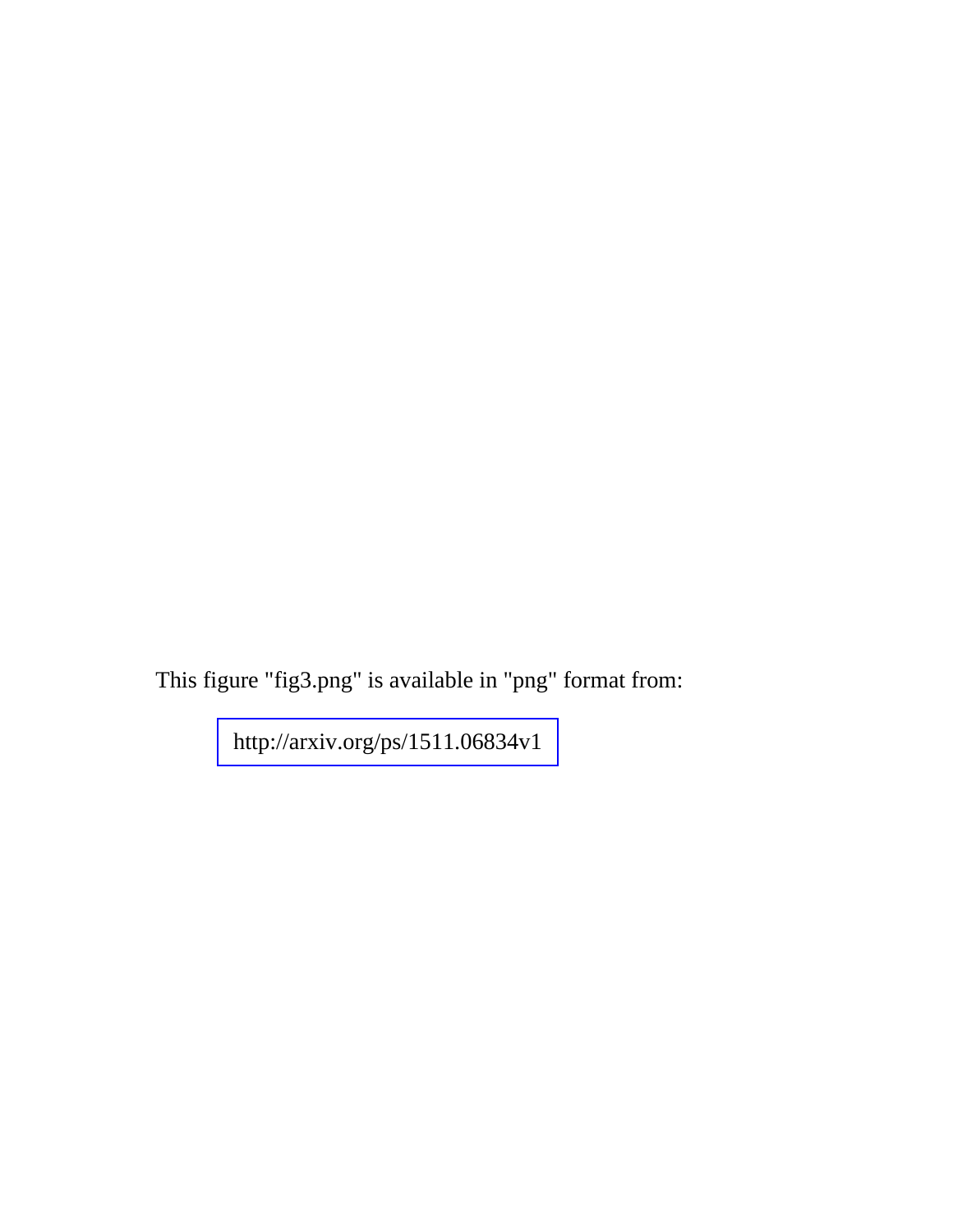This figure "fig3.png" is available in "png" format from:

http://arxiv.org/ps/1511.06834v1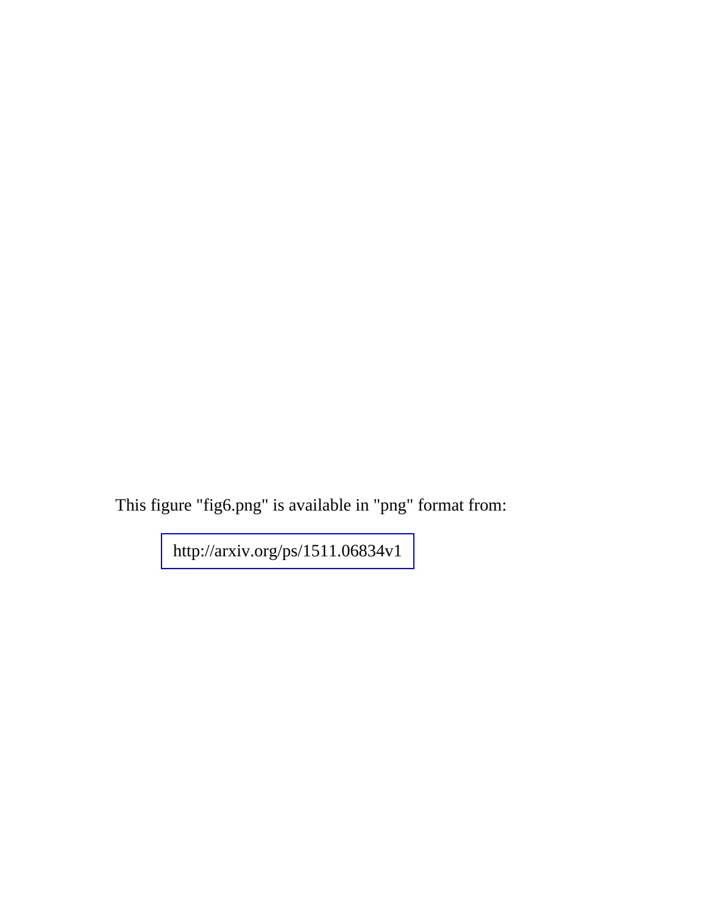This figure "fig6.png" is available in "png" format from:

http://arxiv.org/ps/1511.06834v1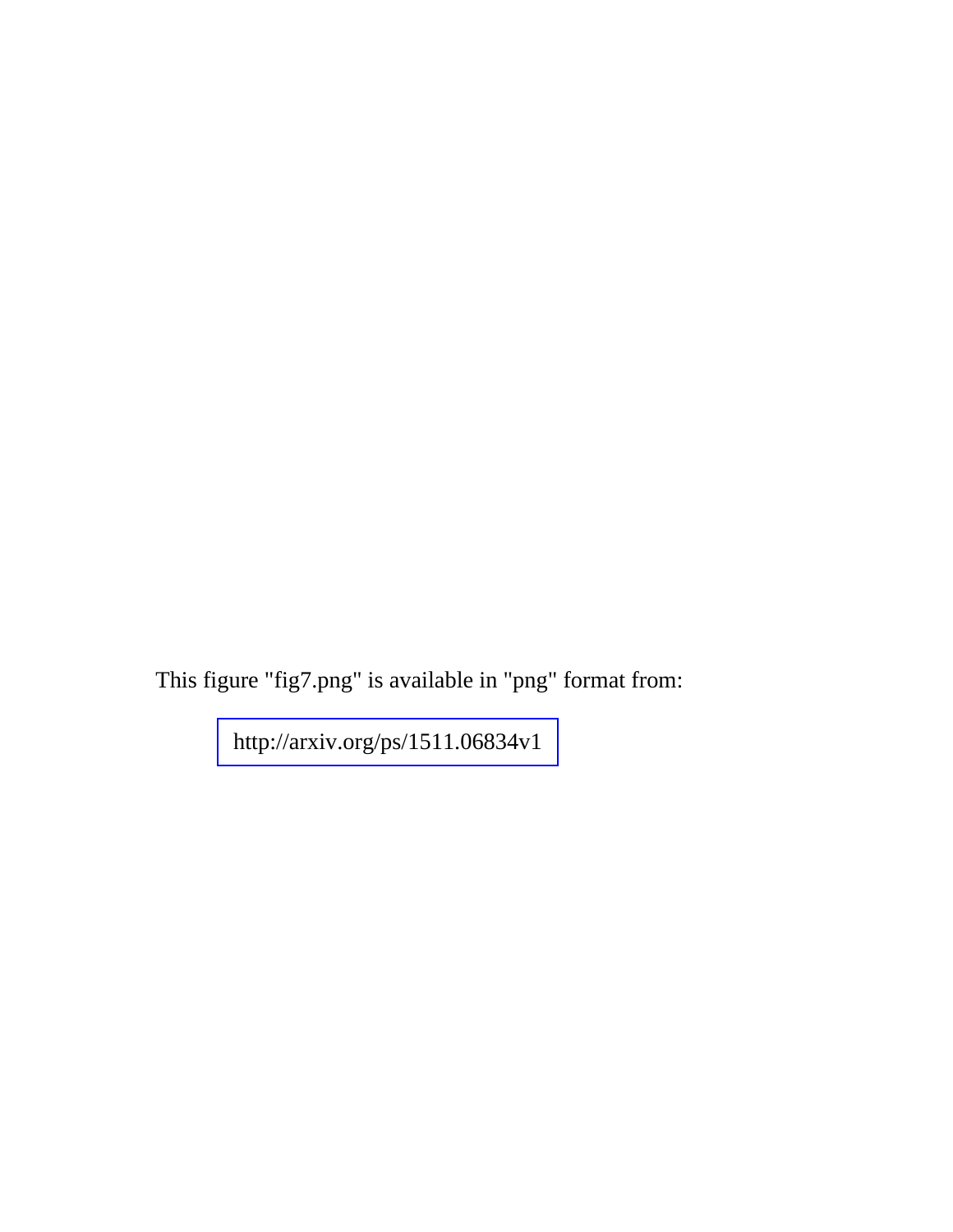This figure "fig7.png" is available in "png" format from:

http://arxiv.org/ps/1511.06834v1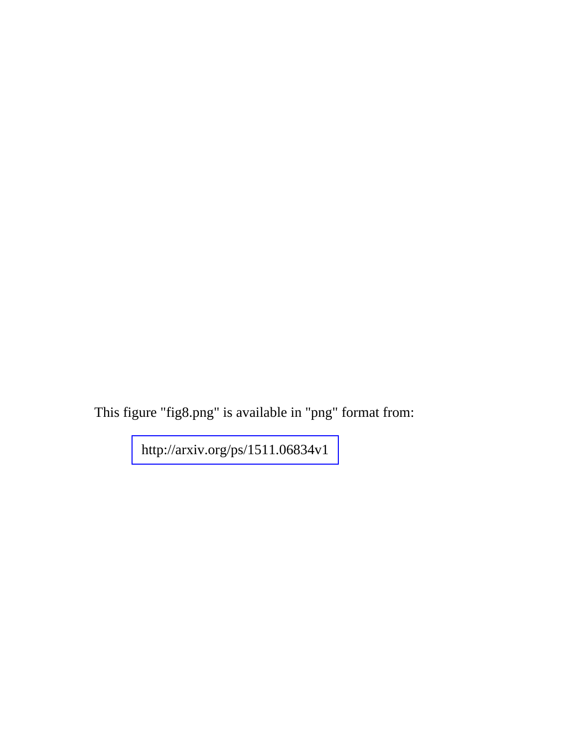This figure "fig8.png" is available in "png" format from:

http://arxiv.org/ps/1511.06834v1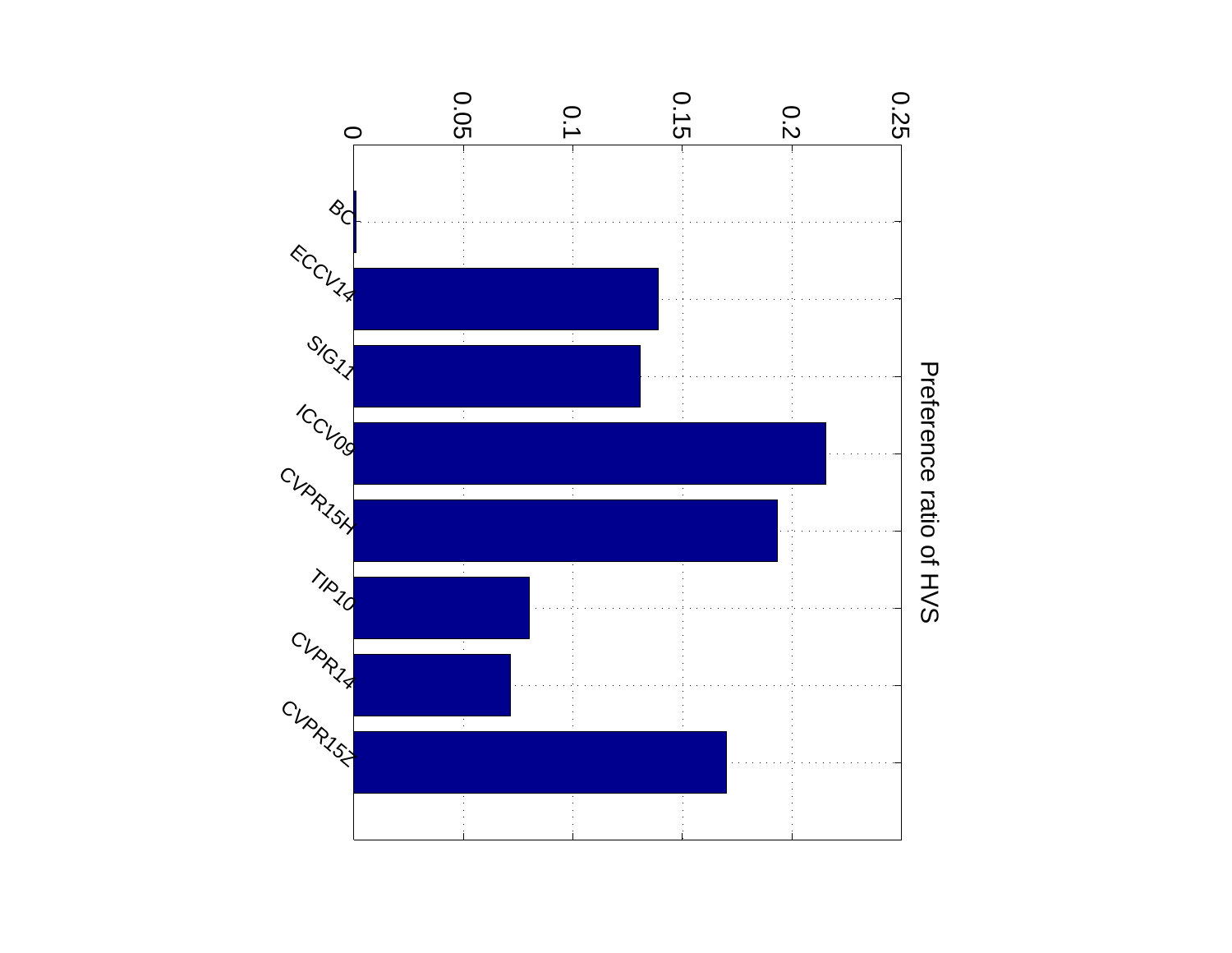Preference ratio of HVS

0 0.05 0.1 0.15 0.2 0.25

BC
ECCV14
SIG11
ICCV09
CVPR15H
TIP10
CVPR14
CVPR15Z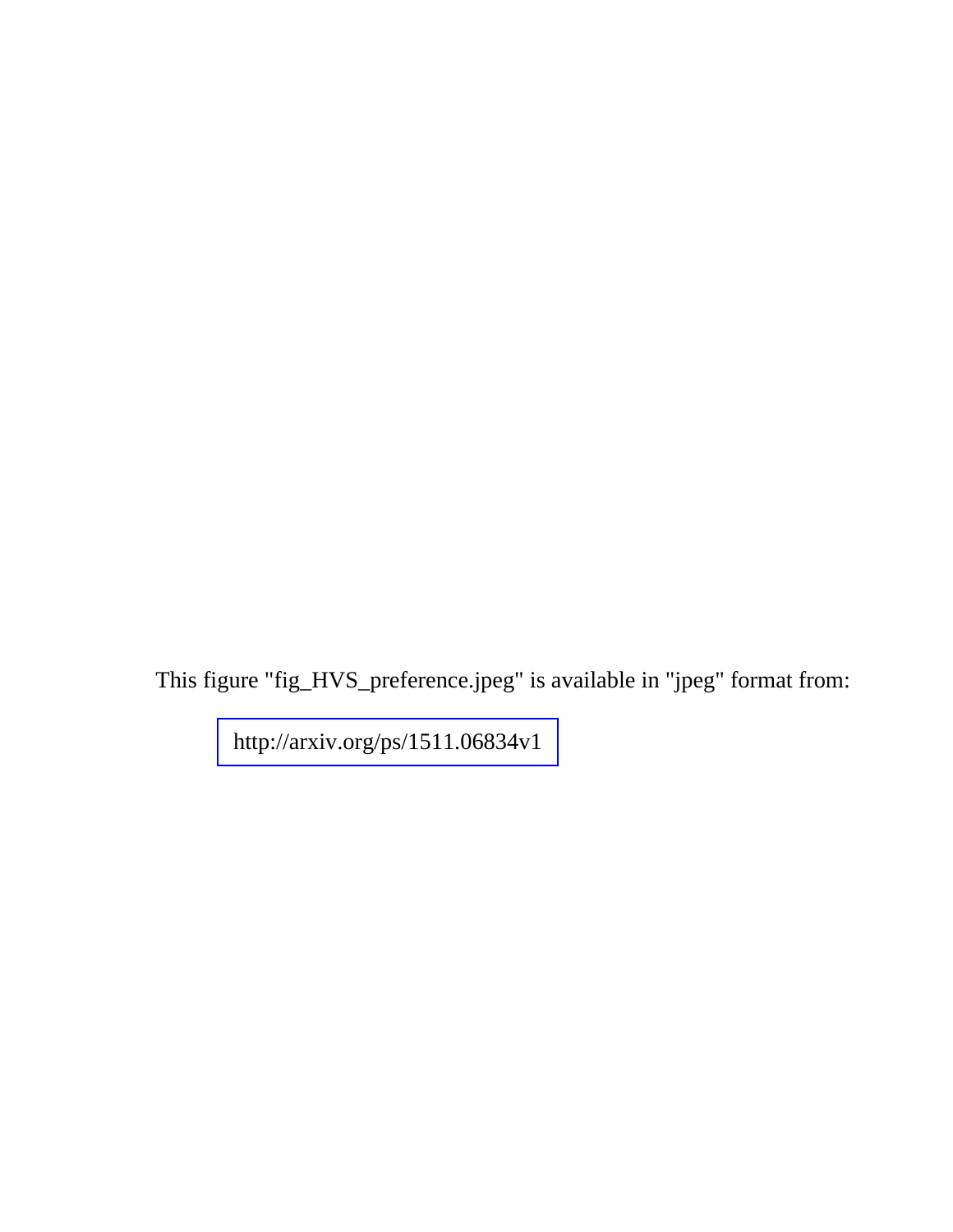This figure "fig_HVS_preference.jpeg" is available in "jpeg" format from:

http://arxiv.org/ps/1511.06834v1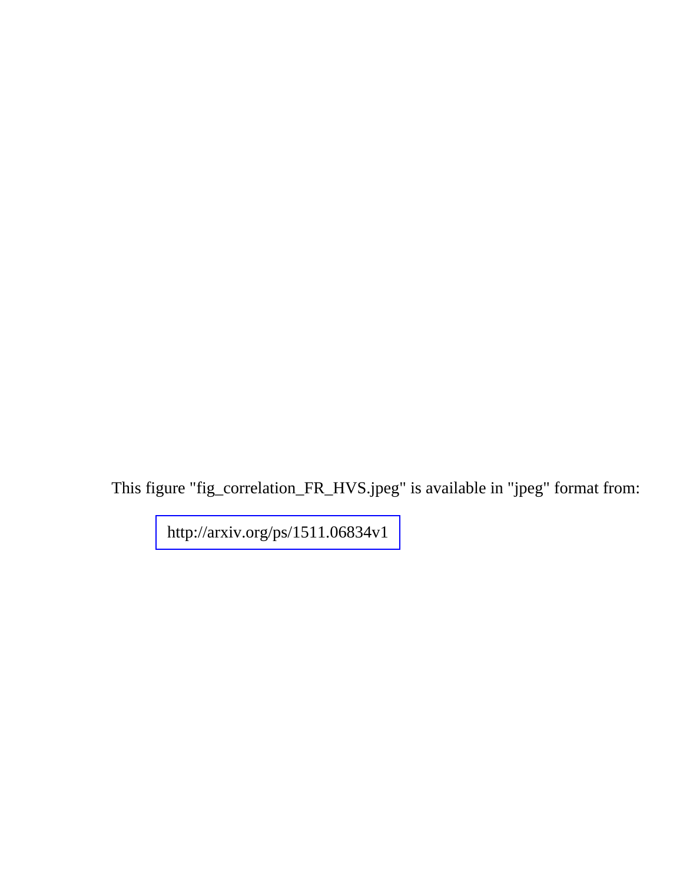This figure "fig_correlation_FR_HVS.jpeg" is available in "jpeg" format from:

http://arxiv.org/ps/1511.06834v1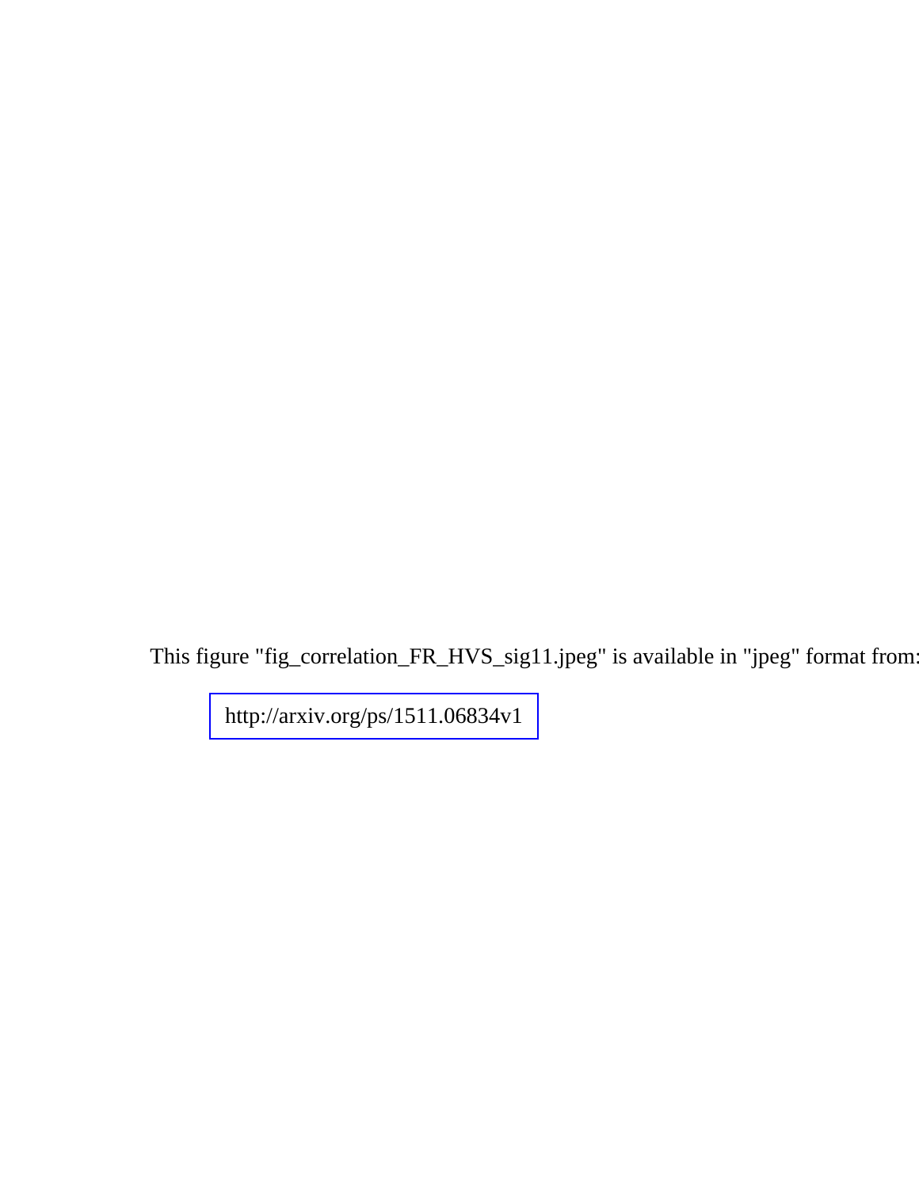This figure "fig_correlation_FR_HVS_sig11.jpeg" is available in "jpeg" format from:

http://arxiv.org/ps/1511.06834v1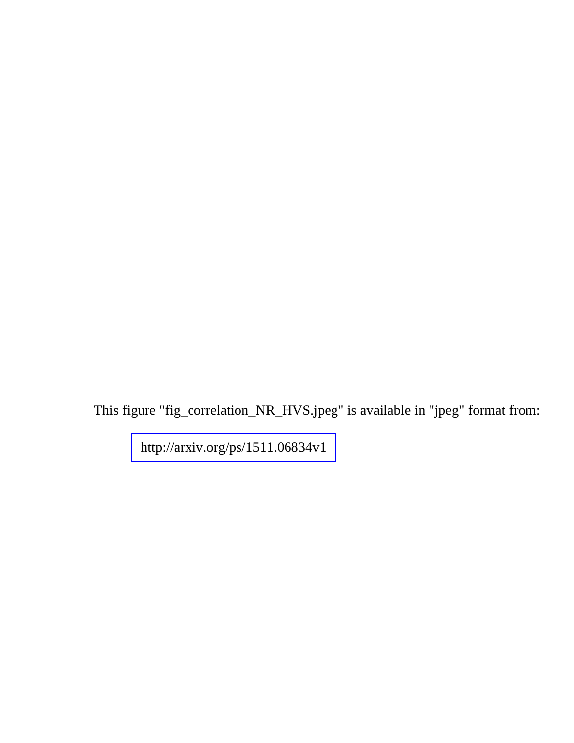This figure "fig_correlation_NR_HVS.jpeg" is available in "jpeg" format from:

http://arxiv.org/ps/1511.06834v1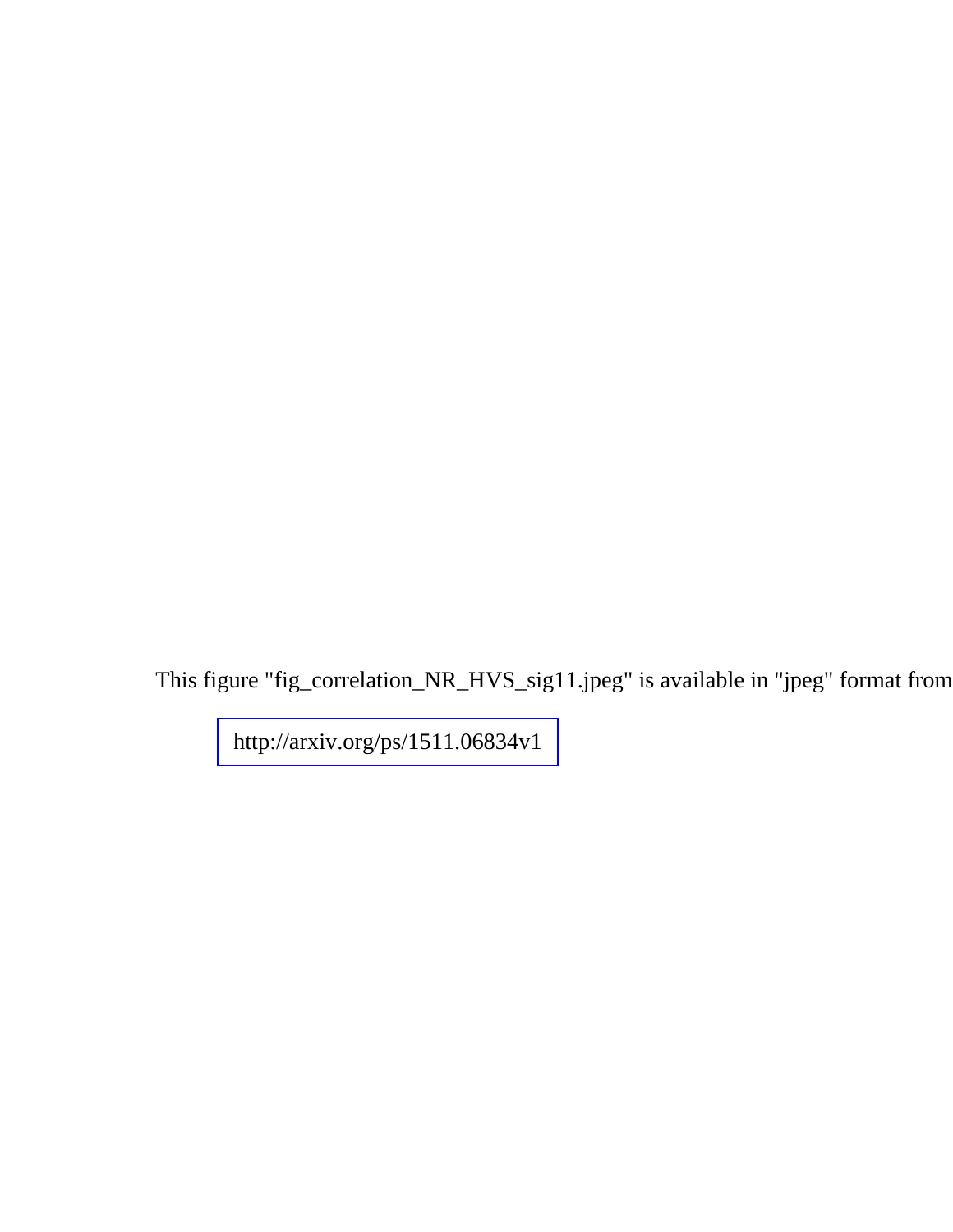This figure "fig_correlation_NR_HVS_sig11.jpeg" is available in "jpeg" format from:

http://arxiv.org/ps/1511.06834v1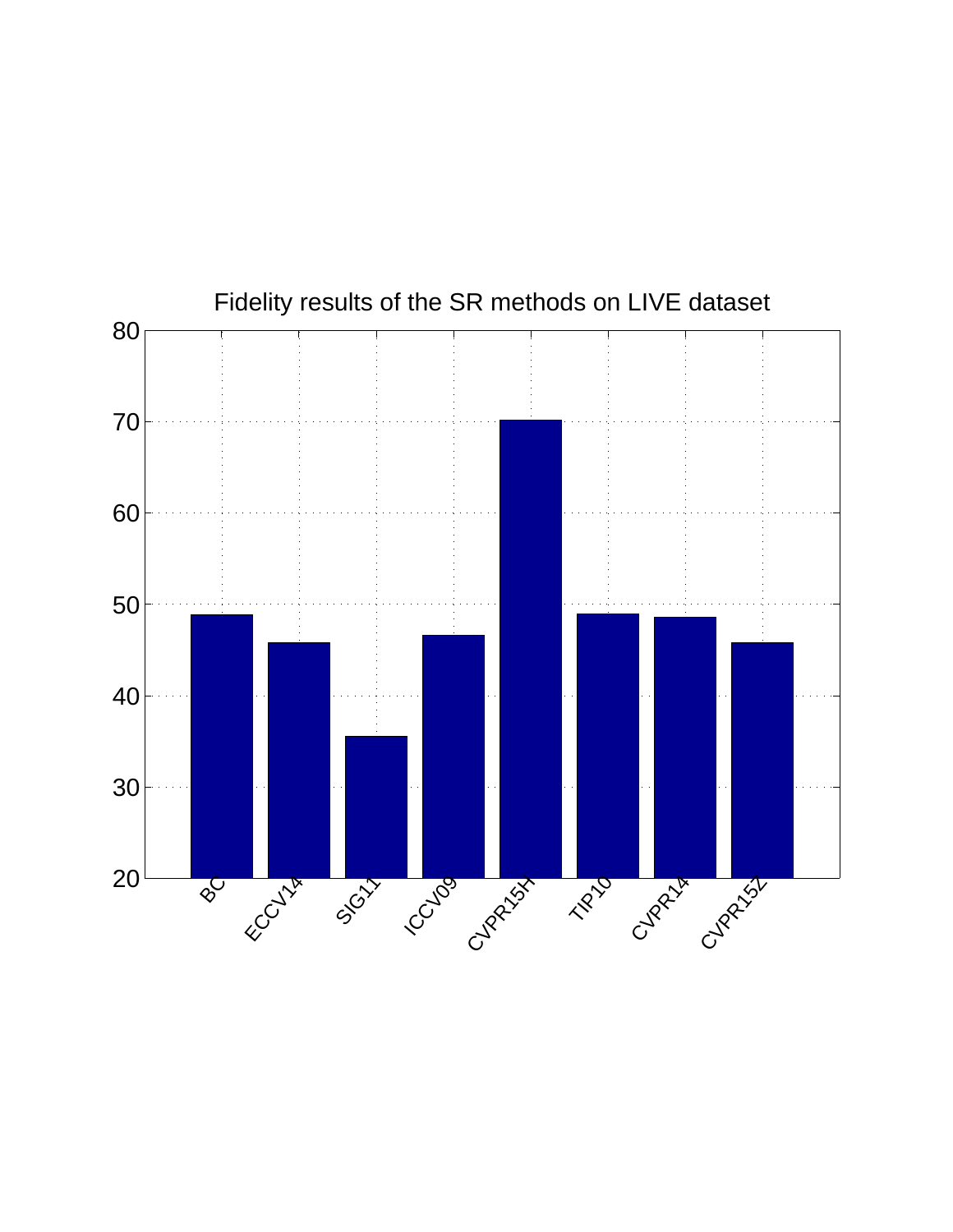Fidelity results of the SR methods on LIVE dataset

BC ECCV14 SIG11 ICCV09 CVPR15H TIP10 CVPR14 CVPR15Z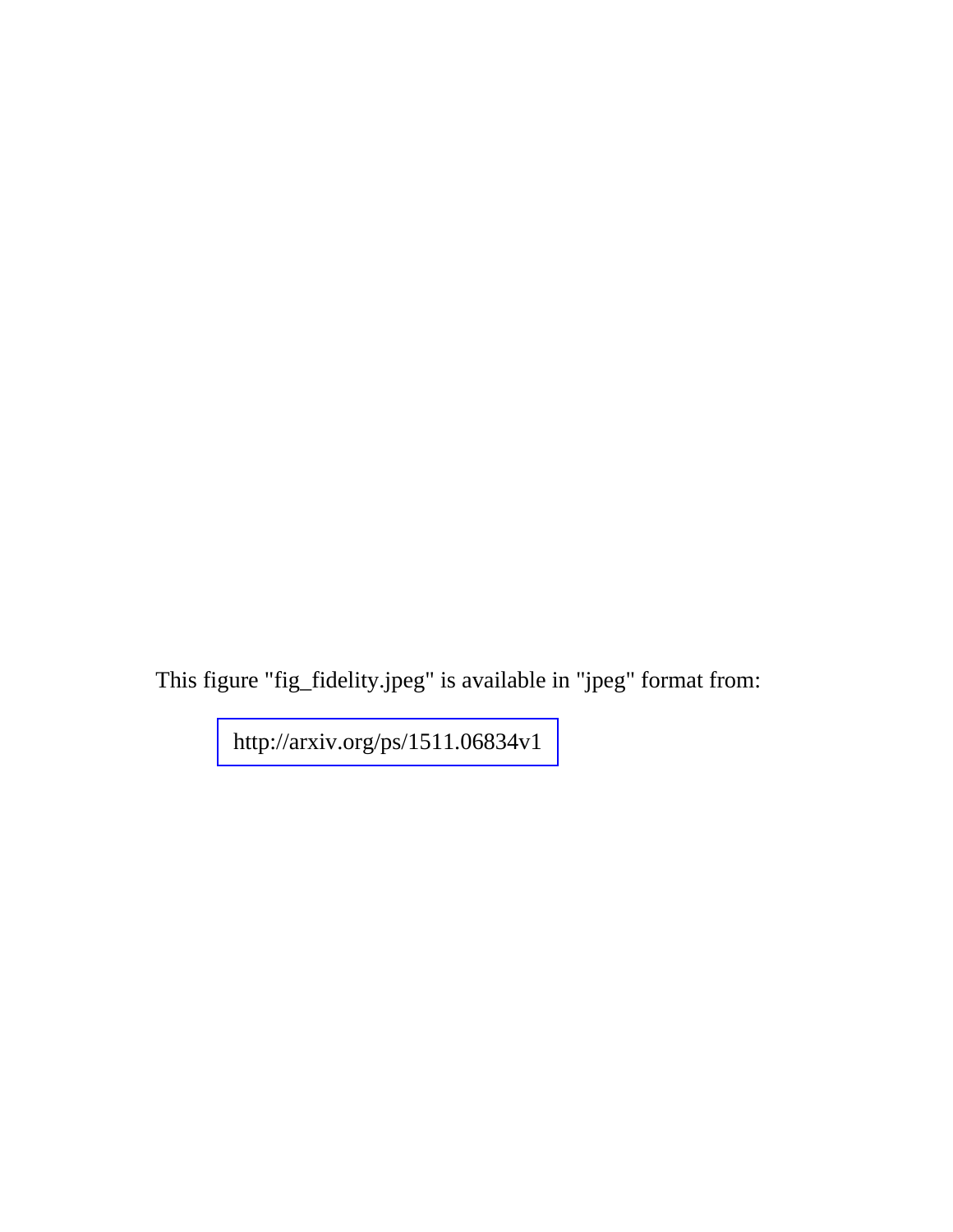This figure "fig_fidelity.jpeg" is available in "jpeg" format from:

http://arxiv.org/ps/1511.06834v1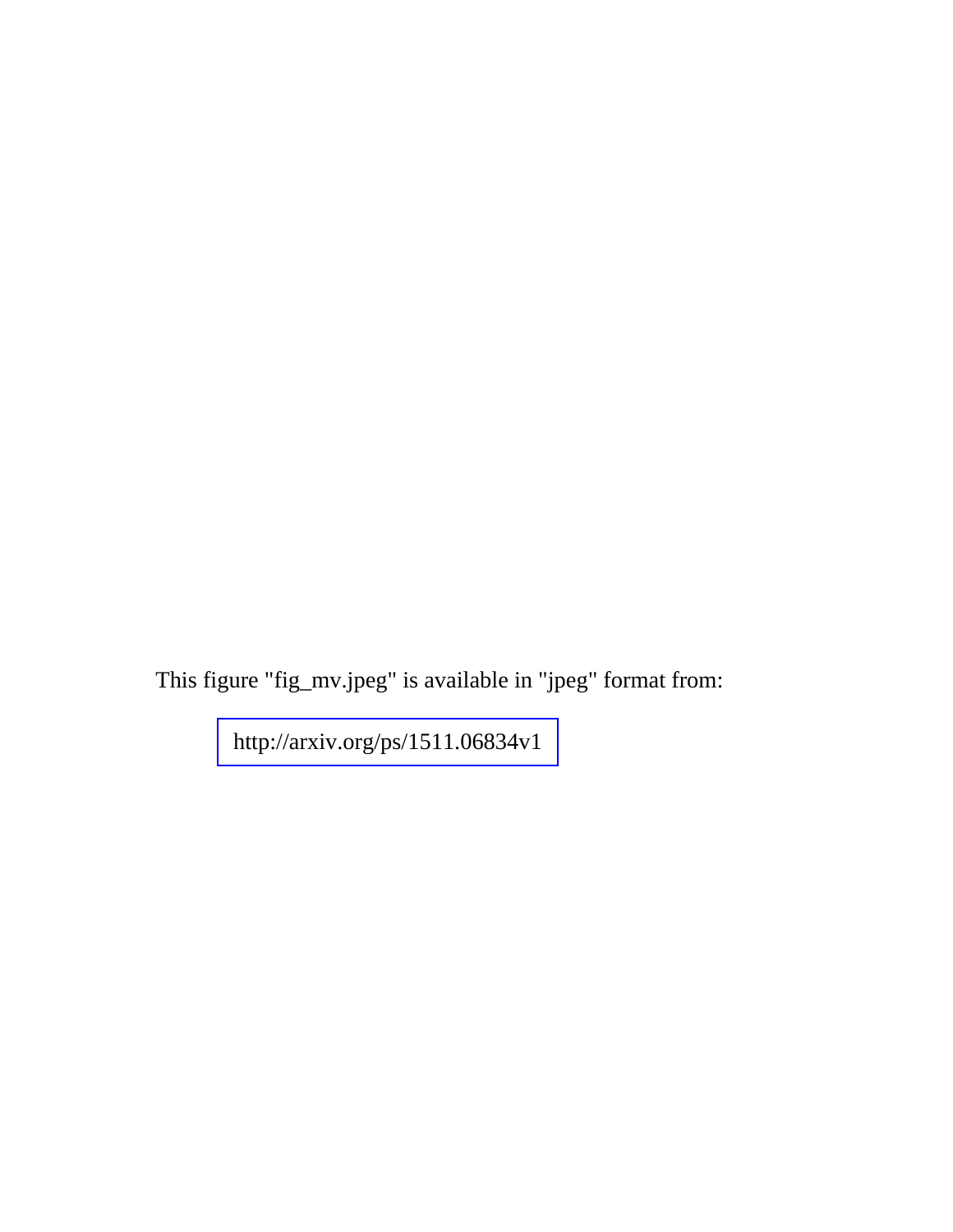This figure "fig_mv.jpeg" is available in "jpeg" format from:

http://arxiv.org/ps/1511.06834v1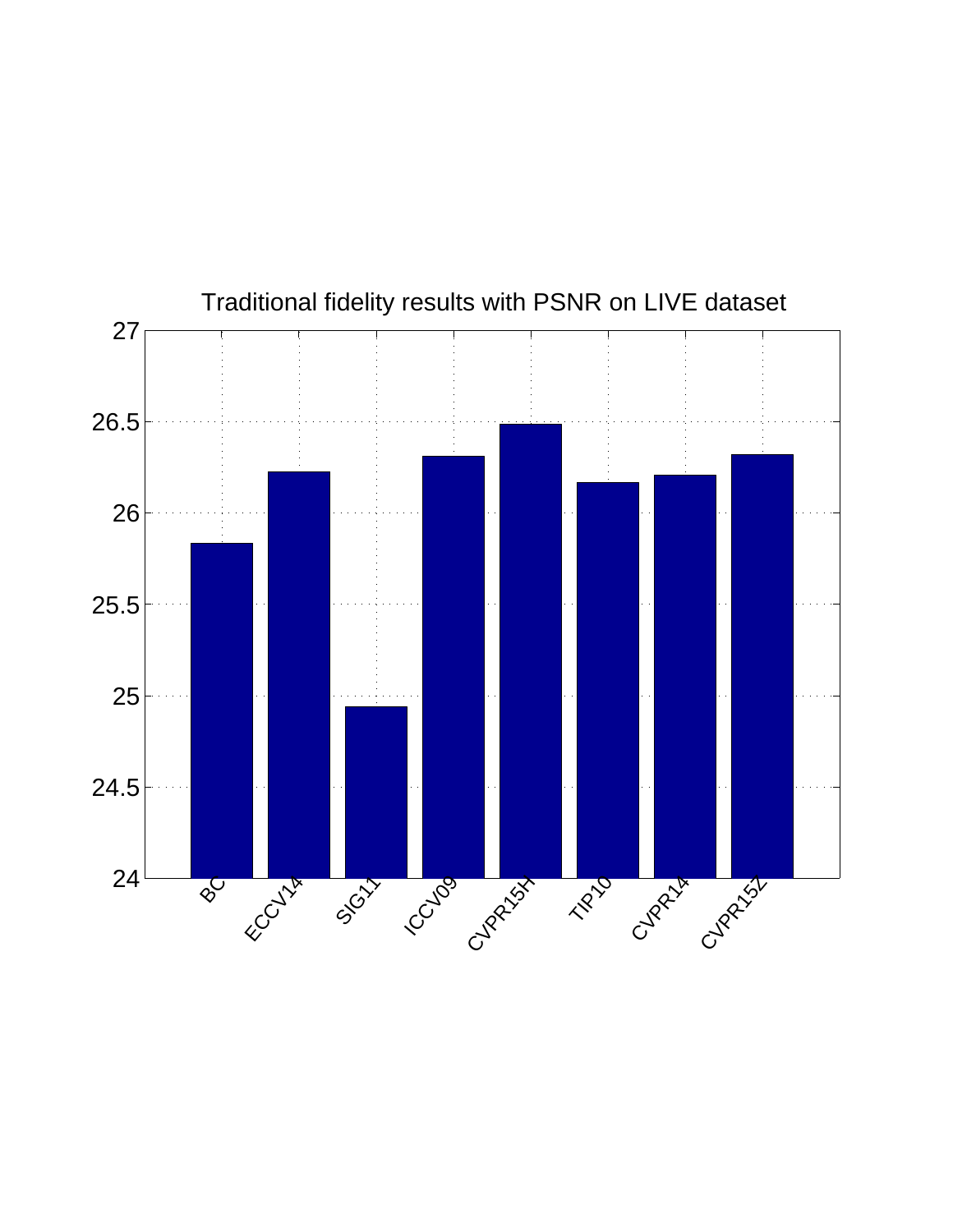Traditional fidelity results with PSNR on LIVE dataset

27

26.5

26

25.5

25

24.5

24

BC ECCV14 SIG11 ICCV09 CVPR15H TIP10 CVPR14 CVPR15Z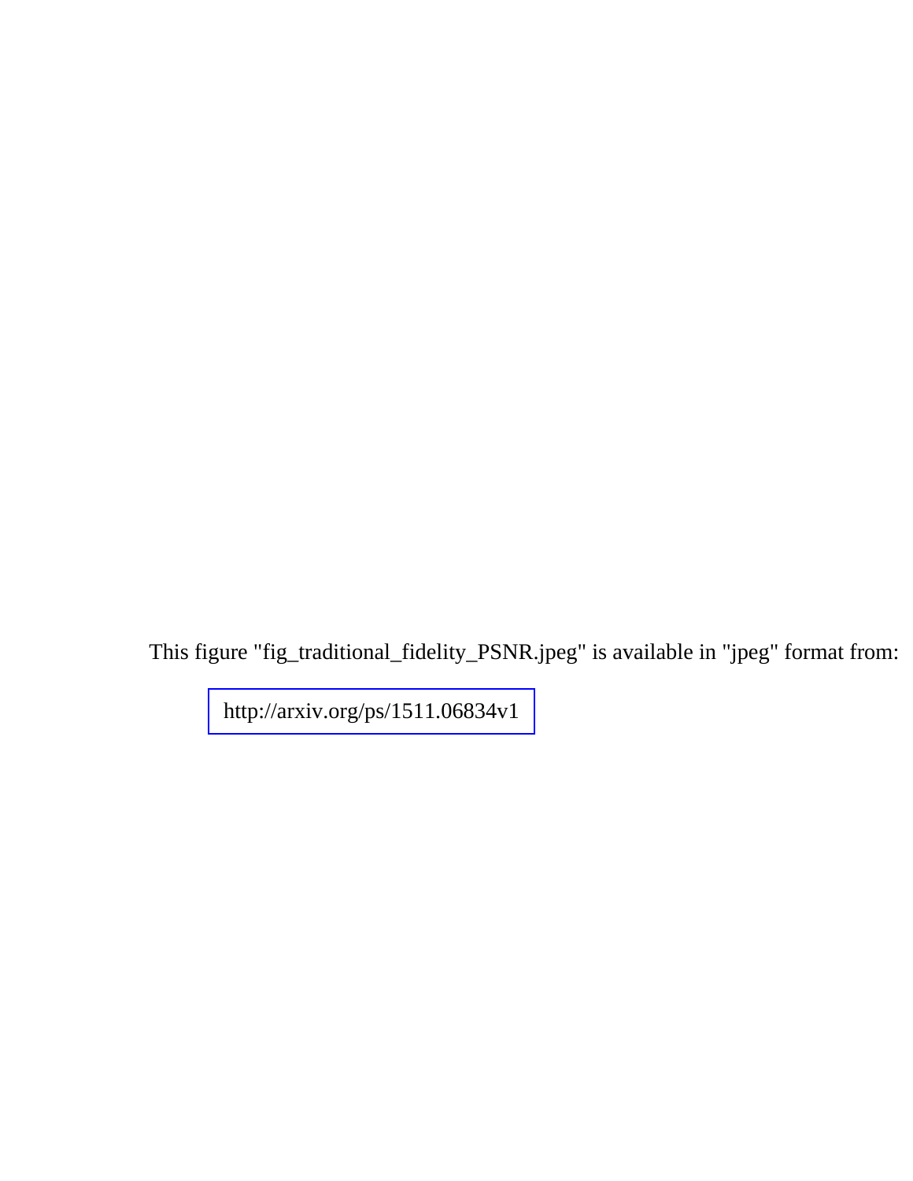This figure "fig_traditional_fidelity_PSNR.jpeg" is available in "jpeg" format from:

http://arxiv.org/ps/1511.06834v1